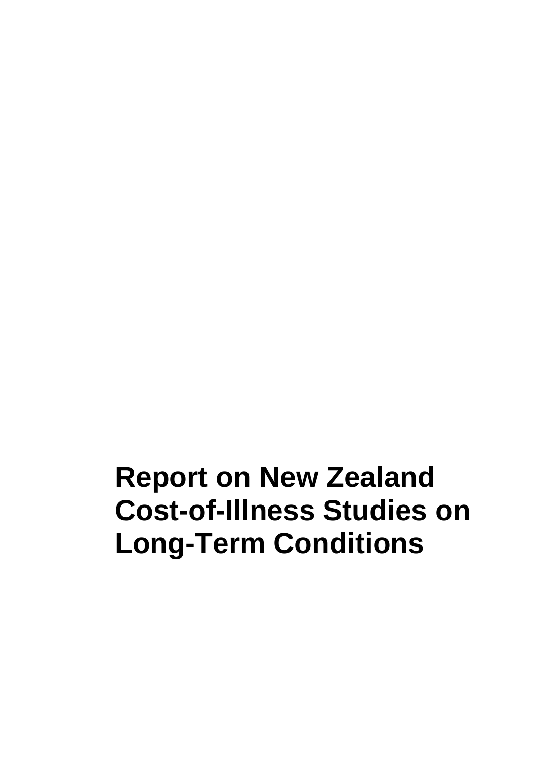# Report on New Zealand Cost-of-Illness Studies on Long-Term Conditions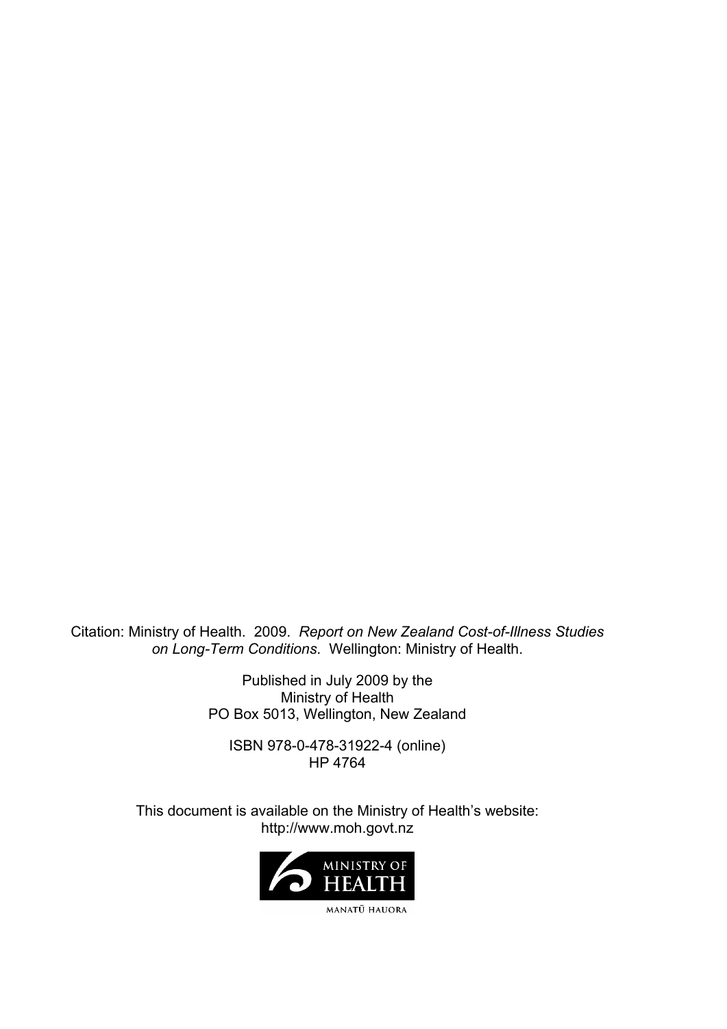Citation: Ministry of Health. 2009. *Report on New Zealand Cost-of-Illness Studies on Long-Term Conditions*. Wellington: Ministry of Health.

Published in July 2009 by the
Ministry of Health
PO Box 5013, Wellington, New Zealand

ISBN 978-0-478-31922-4 (online)
HP 4764

This document is available on the Ministry of Health's website:
http://www.moh.govt.nz

MINISTRY OF HEALTH
MANATŪ HAUORA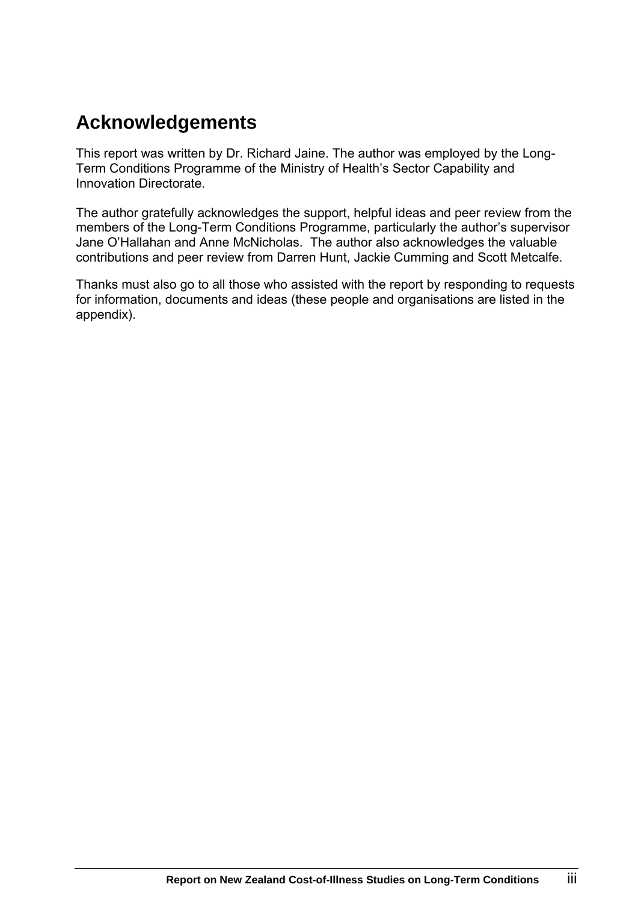# Acknowledgements

This report was written by Dr. Richard Jaine. The author was employed by the Long-Term Conditions Programme of the Ministry of Health's Sector Capability and Innovation Directorate.

The author gratefully acknowledges the support, helpful ideas and peer review from the members of the Long-Term Conditions Programme, particularly the author's supervisor Jane O'Hallahan and Anne McNicholas. The author also acknowledges the valuable contributions and peer review from Darren Hunt, Jackie Cumming and Scott Metcalfe.

Thanks must also go to all those who assisted with the report by responding to requests for information, documents and ideas (these people and organisations are listed in the appendix).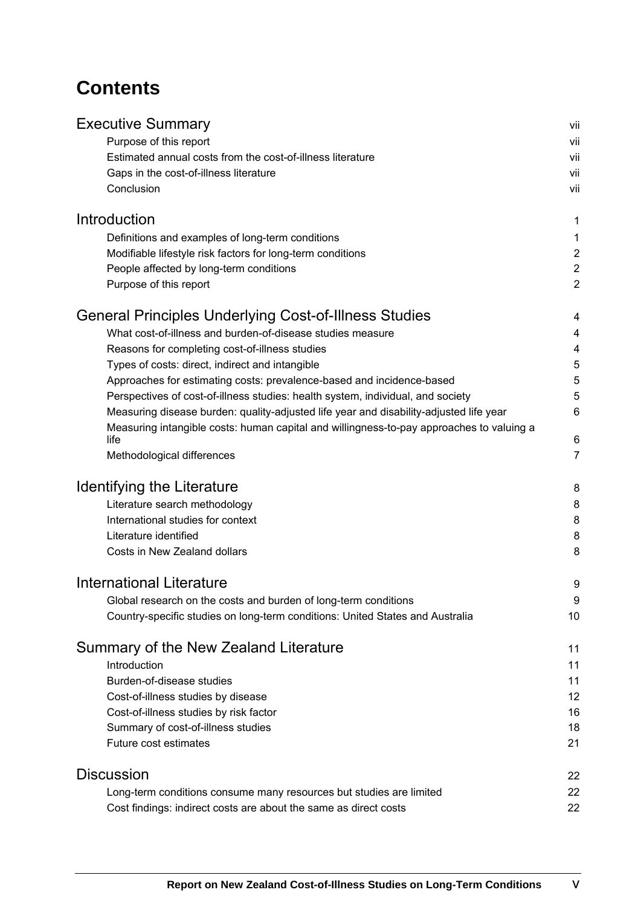# Contents

| | |
|---|---|
| **Executive Summary** | vii |
| Purpose of this report | vii |
| Estimated annual costs from the cost-of-illness literature | vii |
| Gaps in the cost-of-illness literature | vii |
| Conclusion | vii |
| **Introduction** | 1 |
| Definitions and examples of long-term conditions | 1 |
| Modifiable lifestyle risk factors for long-term conditions | 2 |
| People affected by long-term conditions | 2 |
| Purpose of this report | 2 |
| **General Principles Underlying Cost-of-Illness Studies** | 4 |
| What cost-of-illness and burden-of-disease studies measure | 4 |
| Reasons for completing cost-of-illness studies | 4 |
| Types of costs: direct, indirect and intangible | 5 |
| Approaches for estimating costs: prevalence-based and incidence-based | 5 |
| Perspectives of cost-of-illness studies: health system, individual, and society | 5 |
| Measuring disease burden: quality-adjusted life year and disability-adjusted life year | 6 |
| Measuring intangible costs: human capital and willingness-to-pay approaches to valuing a life | 6 |
| Methodological differences | 7 |
| **Identifying the Literature** | 8 |
| Literature search methodology | 8 |
| International studies for context | 8 |
| Literature identified | 8 |
| Costs in New Zealand dollars | 8 |
| **International Literature** | 9 |
| Global research on the costs and burden of long-term conditions | 9 |
| Country-specific studies on long-term conditions: United States and Australia | 10 |
| **Summary of the New Zealand Literature** | 11 |
| Introduction | 11 |
| Burden-of-disease studies | 11 |
| Cost-of-illness studies by disease | 12 |
| Cost-of-illness studies by risk factor | 16 |
| Summary of cost-of-illness studies | 18 |
| Future cost estimates | 21 |
| **Discussion** | 22 |
| Long-term conditions consume many resources but studies are limited | 22 |
| Cost findings: indirect costs are about the same as direct costs | 22 |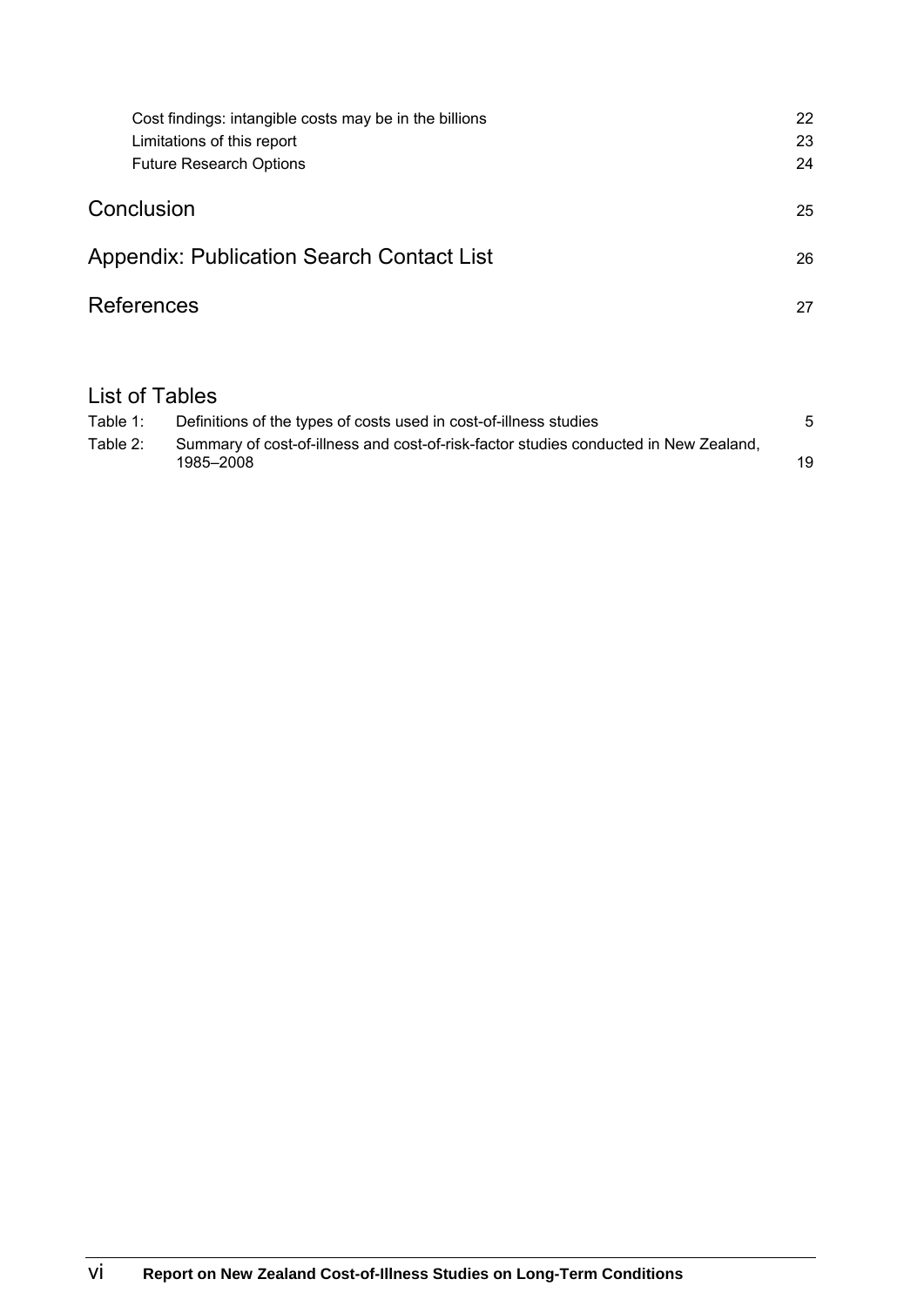Cost findings: intangible costs may be in the billions 22
Limitations of this report 23
Future Research Options 24

Conclusion 25

Appendix: Publication Search Contact List 26

References 27

## List of Tables

Table 1: Definitions of the types of costs used in cost-of-illness studies 5

Table 2: Summary of cost-of-illness and cost-of-risk-factor studies conducted in New Zealand, 1985–2008 19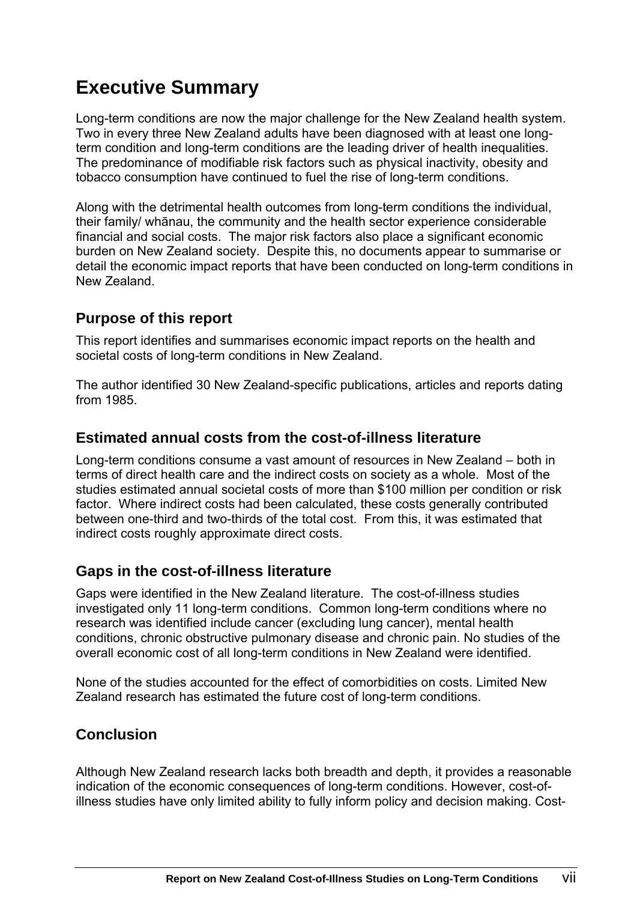// Executive Summary

Long-term conditions are now the major challenge for the New Zealand health system. Two in every three New Zealand adults have been diagnosed with at least one long-term condition and long-term conditions are the leading driver of health inequalities. The predominance of modifiable risk factors such as physical inactivity, obesity and tobacco consumption have continued to fuel the rise of long-term conditions.

Along with the detrimental health outcomes from long-term conditions the individual, their family/ whānau, the community and the health sector experience considerable financial and social costs. The major risk factors also place a significant economic burden on New Zealand society. Despite this, no documents appear to summarise or detail the economic impact reports that have been conducted on long-term conditions in New Zealand.

## Purpose of this report

This report identifies and summarises economic impact reports on the health and societal costs of long-term conditions in New Zealand.

The author identified 30 New Zealand-specific publications, articles and reports dating from 1985.

## Estimated annual costs from the cost-of-illness literature

Long-term conditions consume a vast amount of resources in New Zealand – both in terms of direct health care and the indirect costs on society as a whole. Most of the studies estimated annual societal costs of more than $100 million per condition or risk factor. Where indirect costs had been calculated, these costs generally contributed between one-third and two-thirds of the total cost. From this, it was estimated that indirect costs roughly approximate direct costs.

## Gaps in the cost-of-illness literature

Gaps were identified in the New Zealand literature. The cost-of-illness studies investigated only 11 long-term conditions. Common long-term conditions where no research was identified include cancer (excluding lung cancer), mental health conditions, chronic obstructive pulmonary disease and chronic pain. No studies of the overall economic cost of all long-term conditions in New Zealand were identified.

None of the studies accounted for the effect of comorbidities on costs. Limited New Zealand research has estimated the future cost of long-term conditions.

## Conclusion

Although New Zealand research lacks both breadth and depth, it provides a reasonable indication of the economic consequences of long-term conditions. However, cost-of-illness studies have only limited ability to fully inform policy and decision making. Cost-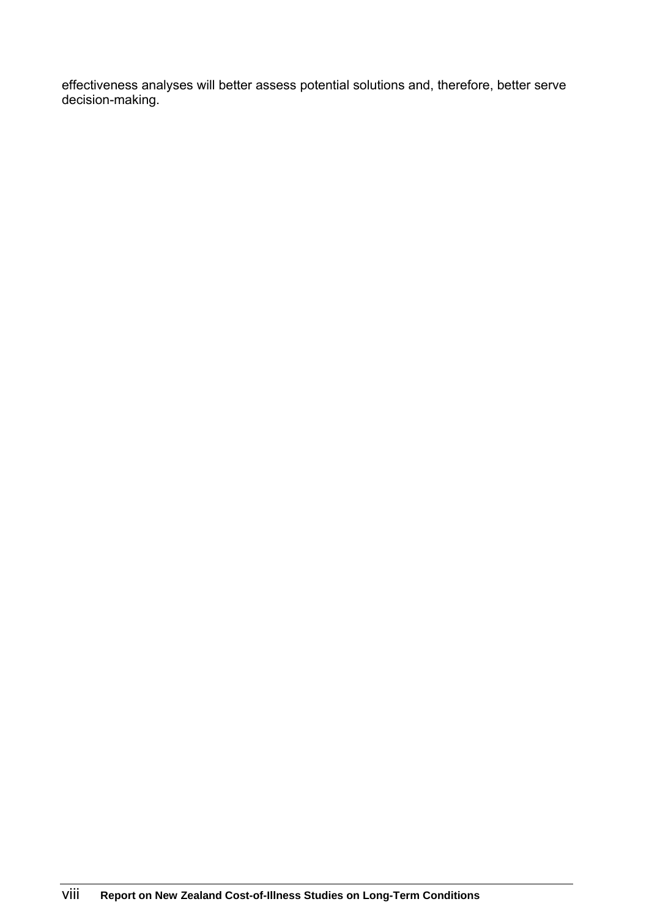effectiveness analyses will better assess potential solutions and, therefore, better serve decision-making.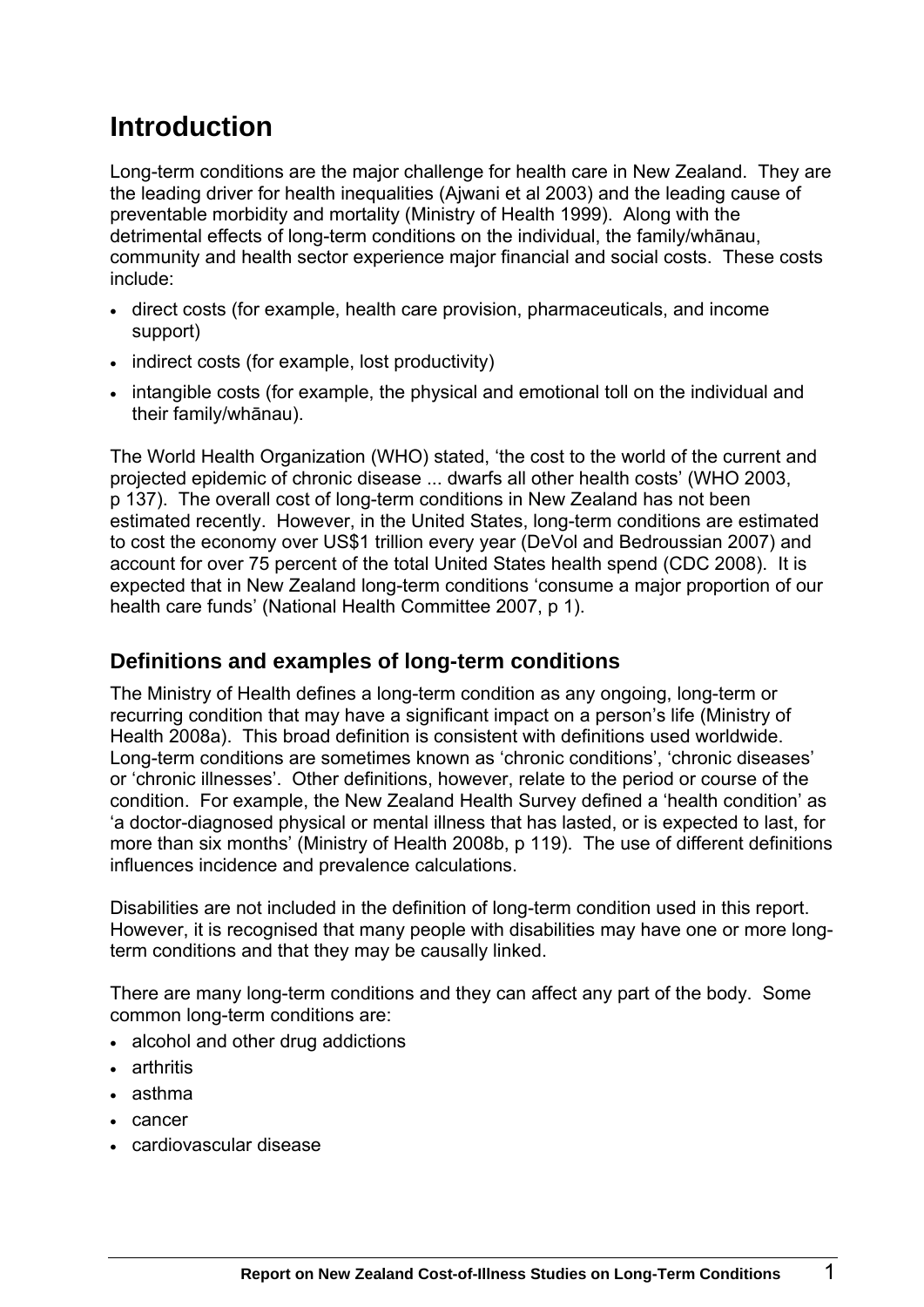# Introduction

Long-term conditions are the major challenge for health care in New Zealand. They are the leading driver for health inequalities (Ajwani et al 2003) and the leading cause of preventable morbidity and mortality (Ministry of Health 1999). Along with the detrimental effects of long-term conditions on the individual, the family/whānau, community and health sector experience major financial and social costs. These costs include:

- direct costs (for example, health care provision, pharmaceuticals, and income support)
- indirect costs (for example, lost productivity)
- intangible costs (for example, the physical and emotional toll on the individual and their family/whānau).

The World Health Organization (WHO) stated, 'the cost to the world of the current and projected epidemic of chronic disease ... dwarfs all other health costs' (WHO 2003, p 137). The overall cost of long-term conditions in New Zealand has not been estimated recently. However, in the United States, long-term conditions are estimated to cost the economy over US$1 trillion every year (DeVol and Bedroussian 2007) and account for over 75 percent of the total United States health spend (CDC 2008). It is expected that in New Zealand long-term conditions 'consume a major proportion of our health care funds' (National Health Committee 2007, p 1).

## Definitions and examples of long-term conditions

The Ministry of Health defines a long-term condition as any ongoing, long-term or recurring condition that may have a significant impact on a person's life (Ministry of Health 2008a). This broad definition is consistent with definitions used worldwide. Long-term conditions are sometimes known as 'chronic conditions', 'chronic diseases' or 'chronic illnesses'. Other definitions, however, relate to the period or course of the condition. For example, the New Zealand Health Survey defined a 'health condition' as 'a doctor-diagnosed physical or mental illness that has lasted, or is expected to last, for more than six months' (Ministry of Health 2008b, p 119). The use of different definitions influences incidence and prevalence calculations.

Disabilities are not included in the definition of long-term condition used in this report. However, it is recognised that many people with disabilities may have one or more long-term conditions and that they may be causally linked.

There are many long-term conditions and they can affect any part of the body. Some common long-term conditions are:

- alcohol and other drug addictions
- arthritis
- asthma
- cancer
- cardiovascular disease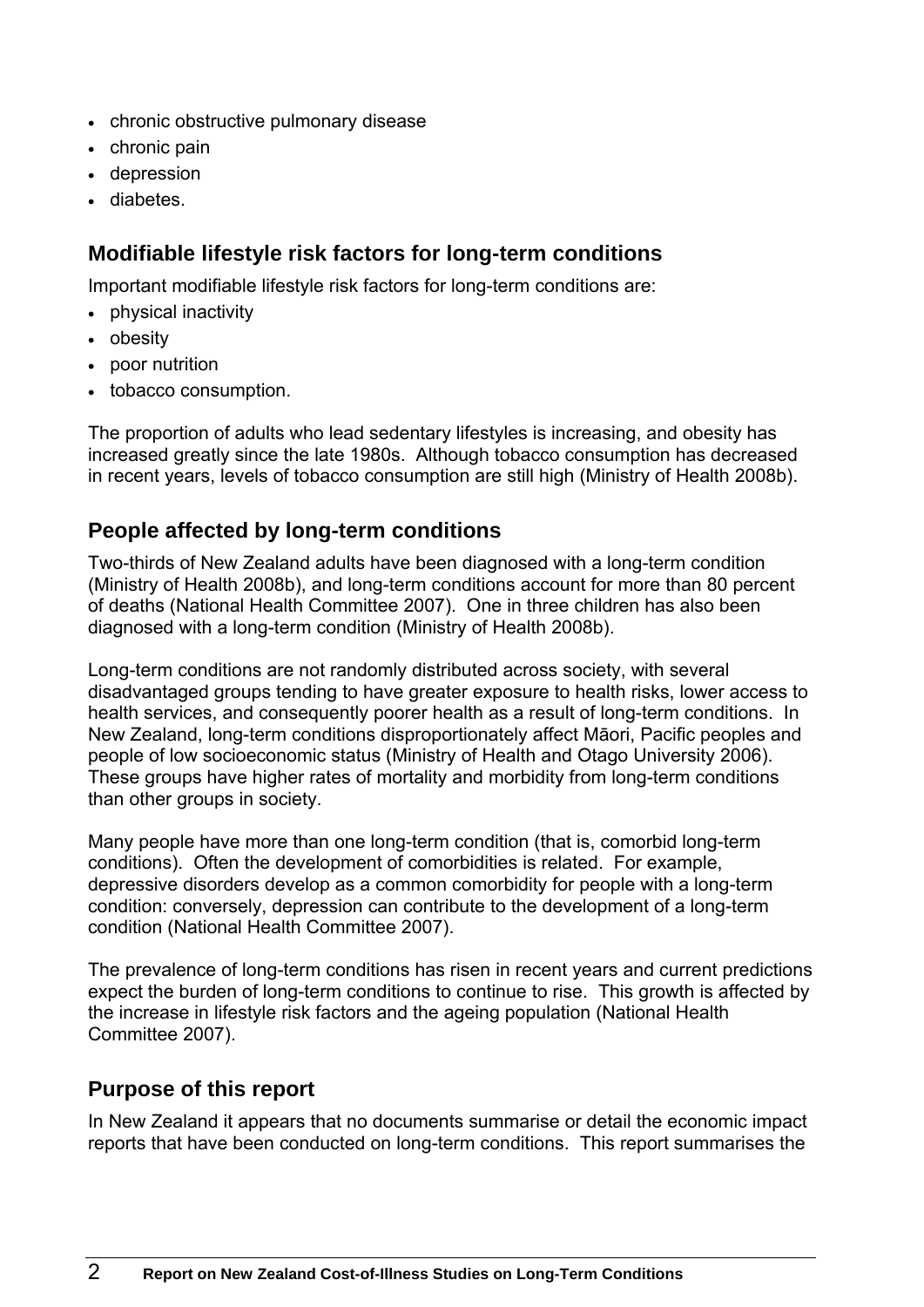- chronic obstructive pulmonary disease
- chronic pain
- depression
- diabetes.

## Modifiable lifestyle risk factors for long-term conditions

Important modifiable lifestyle risk factors for long-term conditions are:

- physical inactivity
- obesity
- poor nutrition
- tobacco consumption.

The proportion of adults who lead sedentary lifestyles is increasing, and obesity has increased greatly since the late 1980s. Although tobacco consumption has decreased in recent years, levels of tobacco consumption are still high (Ministry of Health 2008b).

## People affected by long-term conditions

Two-thirds of New Zealand adults have been diagnosed with a long-term condition (Ministry of Health 2008b), and long-term conditions account for more than 80 percent of deaths (National Health Committee 2007). One in three children has also been diagnosed with a long-term condition (Ministry of Health 2008b).

Long-term conditions are not randomly distributed across society, with several disadvantaged groups tending to have greater exposure to health risks, lower access to health services, and consequently poorer health as a result of long-term conditions. In New Zealand, long-term conditions disproportionately affect Māori, Pacific peoples and people of low socioeconomic status (Ministry of Health and Otago University 2006). These groups have higher rates of mortality and morbidity from long-term conditions than other groups in society.

Many people have more than one long-term condition (that is, comorbid long-term conditions). Often the development of comorbidities is related. For example, depressive disorders develop as a common comorbidity for people with a long-term condition: conversely, depression can contribute to the development of a long-term condition (National Health Committee 2007).

The prevalence of long-term conditions has risen in recent years and current predictions expect the burden of long-term conditions to continue to rise. This growth is affected by the increase in lifestyle risk factors and the ageing population (National Health Committee 2007).

## Purpose of this report

In New Zealand it appears that no documents summarise or detail the economic impact reports that have been conducted on long-term conditions. This report summarises the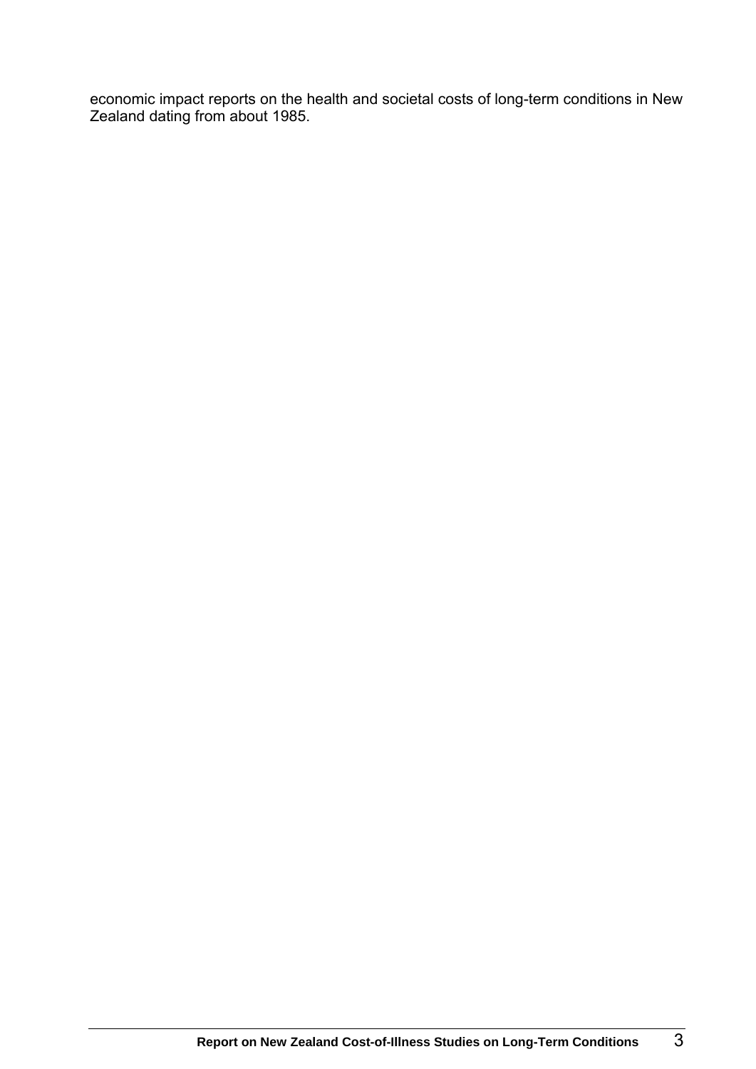economic impact reports on the health and societal costs of long-term conditions in New Zealand dating from about 1985.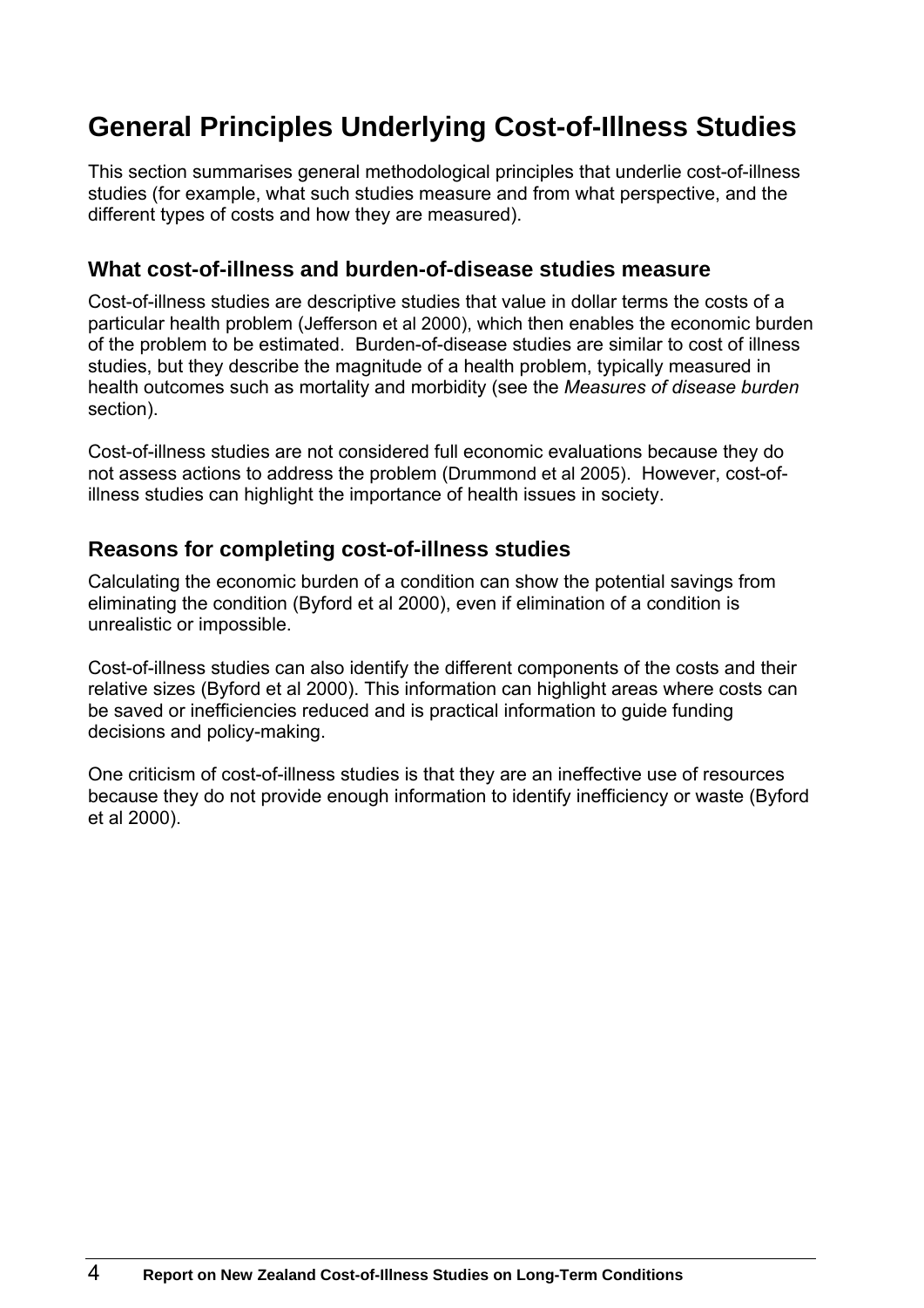# General Principles Underlying Cost-of-Illness Studies

This section summarises general methodological principles that underlie cost-of-illness studies (for example, what such studies measure and from what perspective, and the different types of costs and how they are measured).

## What cost-of-illness and burden-of-disease studies measure

Cost-of-illness studies are descriptive studies that value in dollar terms the costs of a particular health problem (Jefferson et al 2000), which then enables the economic burden of the problem to be estimated. Burden-of-disease studies are similar to cost of illness studies, but they describe the magnitude of a health problem, typically measured in health outcomes such as mortality and morbidity (see the *Measures of disease burden* section).

Cost-of-illness studies are not considered full economic evaluations because they do not assess actions to address the problem (Drummond et al 2005). However, cost-of-illness studies can highlight the importance of health issues in society.

## Reasons for completing cost-of-illness studies

Calculating the economic burden of a condition can show the potential savings from eliminating the condition (Byford et al 2000), even if elimination of a condition is unrealistic or impossible.

Cost-of-illness studies can also identify the different components of the costs and their relative sizes (Byford et al 2000). This information can highlight areas where costs can be saved or inefficiencies reduced and is practical information to guide funding decisions and policy-making.

One criticism of cost-of-illness studies is that they are an ineffective use of resources because they do not provide enough information to identify inefficiency or waste (Byford et al 2000).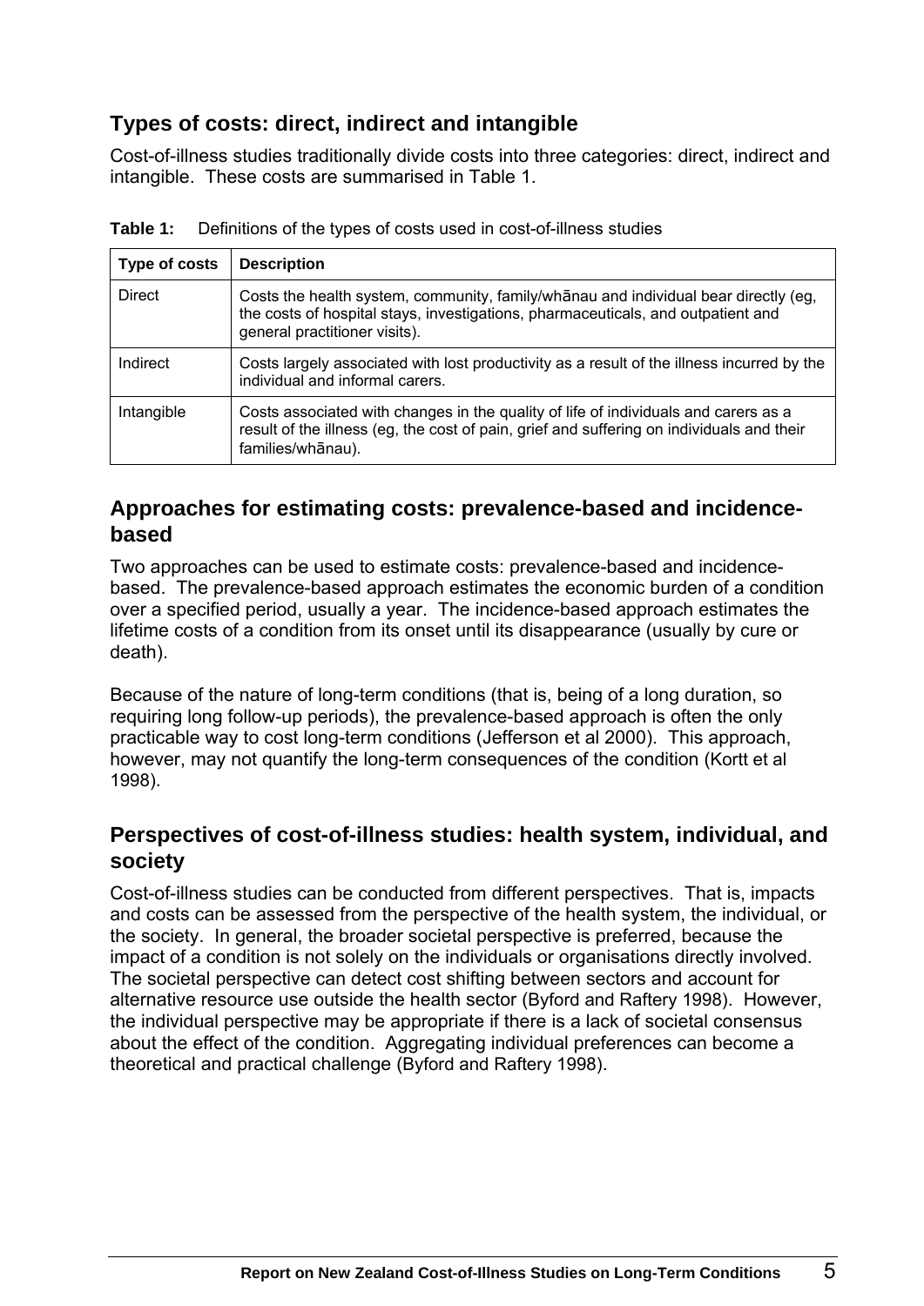## Types of costs: direct, indirect and intangible

Cost-of-illness studies traditionally divide costs into three categories: direct, indirect and intangible. These costs are summarised in Table 1.

**Table 1:** Definitions of the types of costs used in cost-of-illness studies

| Type of costs | Description |
|---|---|
| Direct | Costs the health system, community, family/whānau and individual bear directly (eg, the costs of hospital stays, investigations, pharmaceuticals, and outpatient and general practitioner visits). |
| Indirect | Costs largely associated with lost productivity as a result of the illness incurred by the individual and informal carers. |
| Intangible | Costs associated with changes in the quality of life of individuals and carers as a result of the illness (eg, the cost of pain, grief and suffering on individuals and their families/whānau). |

## Approaches for estimating costs: prevalence-based and incidence-based

Two approaches can be used to estimate costs: prevalence-based and incidence-based. The prevalence-based approach estimates the economic burden of a condition over a specified period, usually a year. The incidence-based approach estimates the lifetime costs of a condition from its onset until its disappearance (usually by cure or death).

Because of the nature of long-term conditions (that is, being of a long duration, so requiring long follow-up periods), the prevalence-based approach is often the only practicable way to cost long-term conditions (Jefferson et al 2000). This approach, however, may not quantify the long-term consequences of the condition (Kortt et al 1998).

## Perspectives of cost-of-illness studies: health system, individual, and society

Cost-of-illness studies can be conducted from different perspectives. That is, impacts and costs can be assessed from the perspective of the health system, the individual, or the society. In general, the broader societal perspective is preferred, because the impact of a condition is not solely on the individuals or organisations directly involved. The societal perspective can detect cost shifting between sectors and account for alternative resource use outside the health sector (Byford and Raftery 1998). However, the individual perspective may be appropriate if there is a lack of societal consensus about the effect of the condition. Aggregating individual preferences can become a theoretical and practical challenge (Byford and Raftery 1998).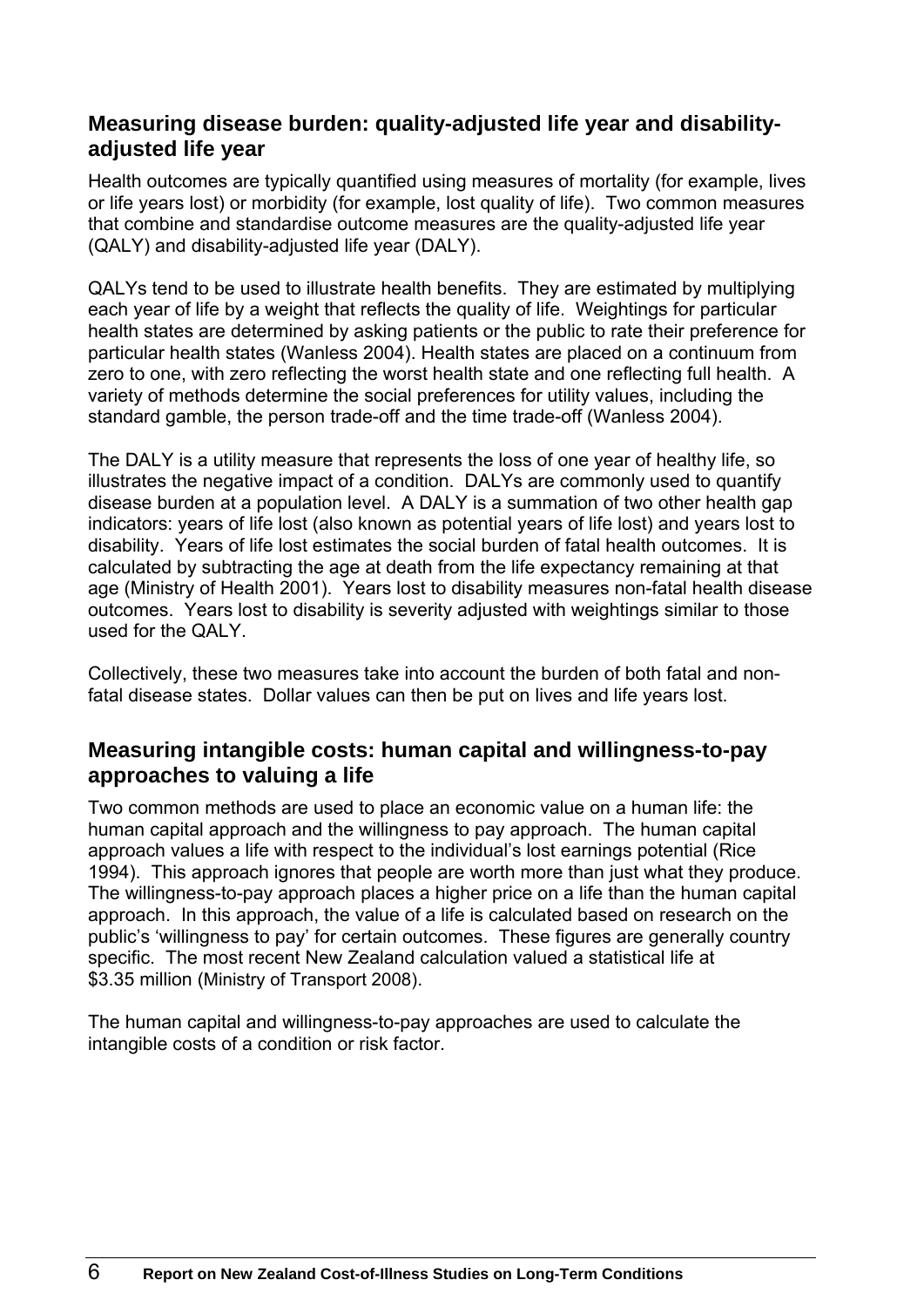## Measuring disease burden: quality-adjusted life year and disability-adjusted life year

Health outcomes are typically quantified using measures of mortality (for example, lives or life years lost) or morbidity (for example, lost quality of life). Two common measures that combine and standardise outcome measures are the quality-adjusted life year (QALY) and disability-adjusted life year (DALY).

QALYs tend to be used to illustrate health benefits. They are estimated by multiplying each year of life by a weight that reflects the quality of life. Weightings for particular health states are determined by asking patients or the public to rate their preference for particular health states (Wanless 2004). Health states are placed on a continuum from zero to one, with zero reflecting the worst health state and one reflecting full health. A variety of methods determine the social preferences for utility values, including the standard gamble, the person trade-off and the time trade-off (Wanless 2004).

The DALY is a utility measure that represents the loss of one year of healthy life, so illustrates the negative impact of a condition. DALYs are commonly used to quantify disease burden at a population level. A DALY is a summation of two other health gap indicators: years of life lost (also known as potential years of life lost) and years lost to disability. Years of life lost estimates the social burden of fatal health outcomes. It is calculated by subtracting the age at death from the life expectancy remaining at that age (Ministry of Health 2001). Years lost to disability measures non-fatal health disease outcomes. Years lost to disability is severity adjusted with weightings similar to those used for the QALY.

Collectively, these two measures take into account the burden of both fatal and non-fatal disease states. Dollar values can then be put on lives and life years lost.

## Measuring intangible costs: human capital and willingness-to-pay approaches to valuing a life

Two common methods are used to place an economic value on a human life: the human capital approach and the willingness to pay approach. The human capital approach values a life with respect to the individual's lost earnings potential (Rice 1994). This approach ignores that people are worth more than just what they produce. The willingness-to-pay approach places a higher price on a life than the human capital approach. In this approach, the value of a life is calculated based on research on the public's 'willingness to pay' for certain outcomes. These figures are generally country specific. The most recent New Zealand calculation valued a statistical life at $3.35 million (Ministry of Transport 2008).

The human capital and willingness-to-pay approaches are used to calculate the intangible costs of a condition or risk factor.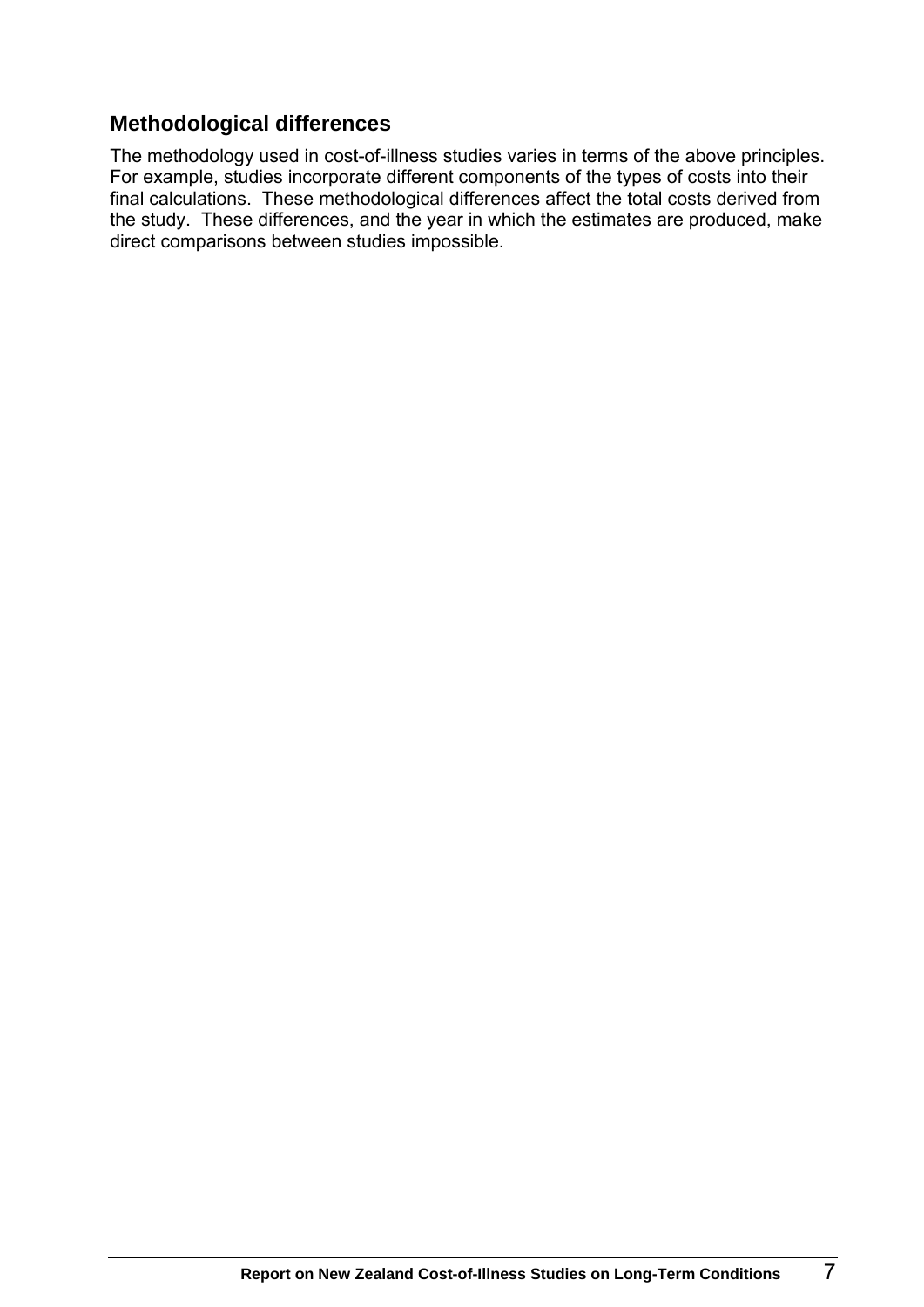### Methodological differences

The methodology used in cost-of-illness studies varies in terms of the above principles. For example, studies incorporate different components of the types of costs into their final calculations. These methodological differences affect the total costs derived from the study. These differences, and the year in which the estimates are produced, make direct comparisons between studies impossible.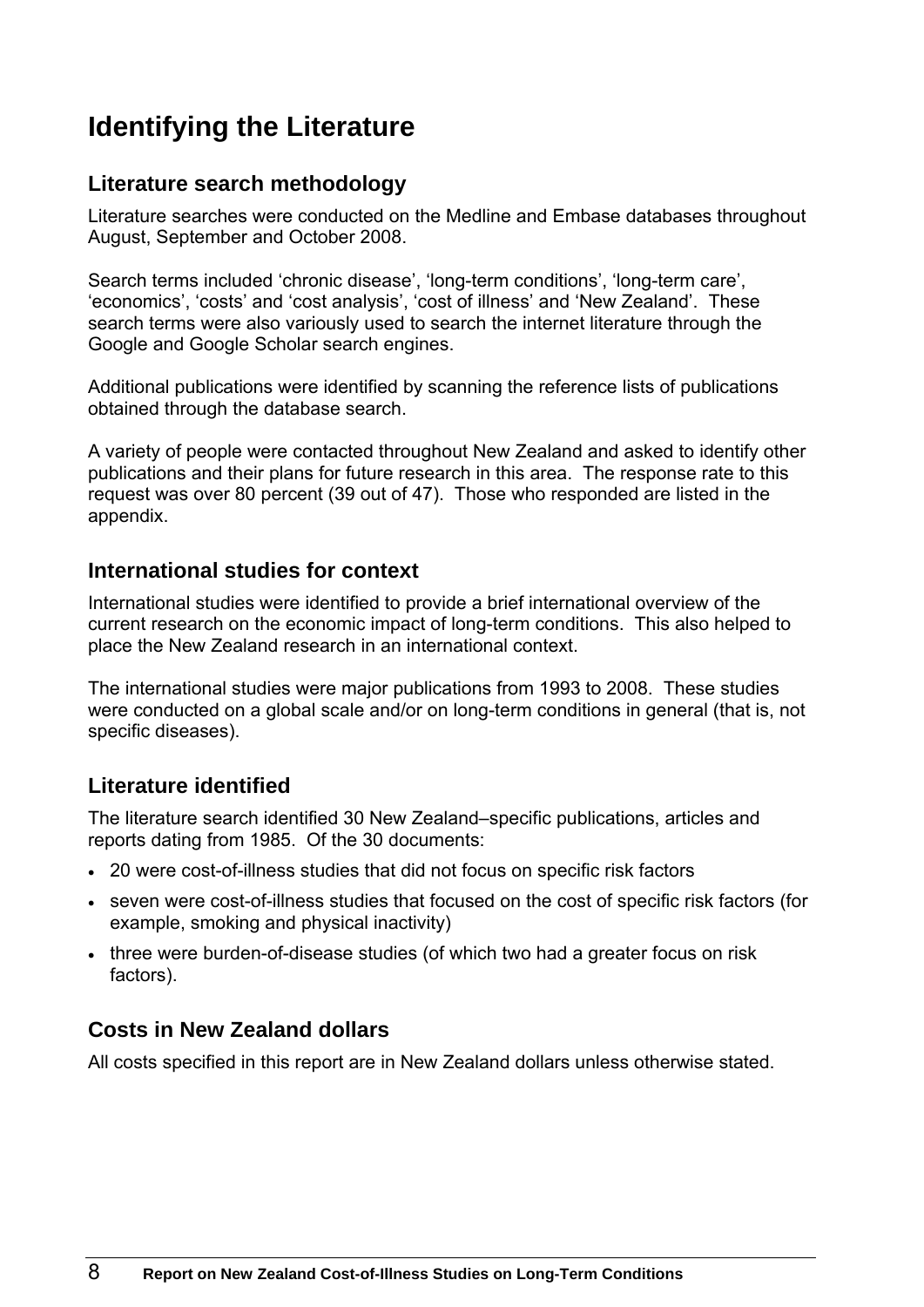# Identifying the Literature

## Literature search methodology

Literature searches were conducted on the Medline and Embase databases throughout August, September and October 2008.

Search terms included 'chronic disease', 'long-term conditions', 'long-term care', 'economics', 'costs' and 'cost analysis', 'cost of illness' and 'New Zealand'. These search terms were also variously used to search the internet literature through the Google and Google Scholar search engines.

Additional publications were identified by scanning the reference lists of publications obtained through the database search.

A variety of people were contacted throughout New Zealand and asked to identify other publications and their plans for future research in this area. The response rate to this request was over 80 percent (39 out of 47). Those who responded are listed in the appendix.

## International studies for context

International studies were identified to provide a brief international overview of the current research on the economic impact of long-term conditions. This also helped to place the New Zealand research in an international context.

The international studies were major publications from 1993 to 2008. These studies were conducted on a global scale and/or on long-term conditions in general (that is, not specific diseases).

## Literature identified

The literature search identified 30 New Zealand–specific publications, articles and reports dating from 1985. Of the 30 documents:

- 20 were cost-of-illness studies that did not focus on specific risk factors
- seven were cost-of-illness studies that focused on the cost of specific risk factors (for example, smoking and physical inactivity)
- three were burden-of-disease studies (of which two had a greater focus on risk factors).

## Costs in New Zealand dollars

All costs specified in this report are in New Zealand dollars unless otherwise stated.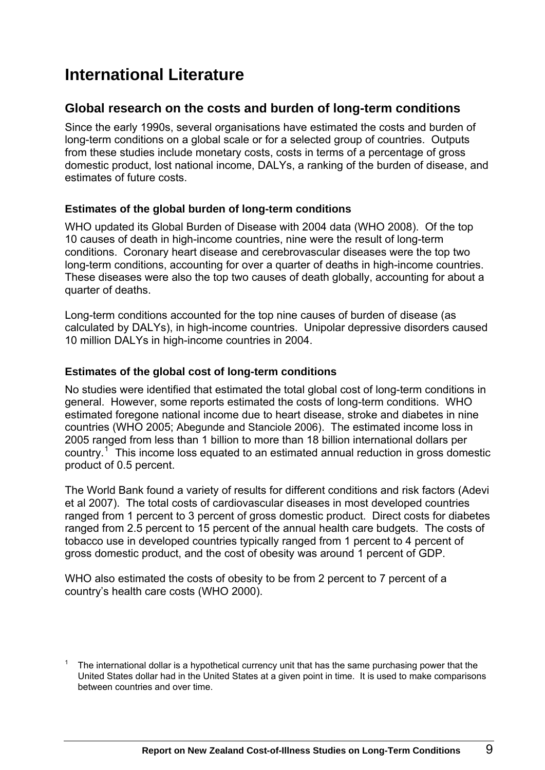# International Literature

## Global research on the costs and burden of long-term conditions

Since the early 1990s, several organisations have estimated the costs and burden of long-term conditions on a global scale or for a selected group of countries. Outputs from these studies include monetary costs, costs in terms of a percentage of gross domestic product, lost national income, DALYs, a ranking of the burden of disease, and estimates of future costs.

### Estimates of the global burden of long-term conditions

WHO updated its Global Burden of Disease with 2004 data (WHO 2008). Of the top 10 causes of death in high-income countries, nine were the result of long-term conditions. Coronary heart disease and cerebrovascular diseases were the top two long-term conditions, accounting for over a quarter of deaths in high-income countries. These diseases were also the top two causes of death globally, accounting for about a quarter of deaths.

Long-term conditions accounted for the top nine causes of burden of disease (as calculated by DALYs), in high-income countries. Unipolar depressive disorders caused 10 million DALYs in high-income countries in 2004.

### Estimates of the global cost of long-term conditions

No studies were identified that estimated the total global cost of long-term conditions in general. However, some reports estimated the costs of long-term conditions. WHO estimated foregone national income due to heart disease, stroke and diabetes in nine countries (WHO 2005; Abegunde and Stanciole 2006). The estimated income loss in 2005 ranged from less than 1 billion to more than 18 billion international dollars per country.[1] This income loss equated to an estimated annual reduction in gross domestic product of 0.5 percent.

The World Bank found a variety of results for different conditions and risk factors (Adevi et al 2007). The total costs of cardiovascular diseases in most developed countries ranged from 1 percent to 3 percent of gross domestic product. Direct costs for diabetes ranged from 2.5 percent to 15 percent of the annual health care budgets. The costs of tobacco use in developed countries typically ranged from 1 percent to 4 percent of gross domestic product, and the cost of obesity was around 1 percent of GDP.

WHO also estimated the costs of obesity to be from 2 percent to 7 percent of a country's health care costs (WHO 2000).

[1] The international dollar is a hypothetical currency unit that has the same purchasing power that the United States dollar had in the United States at a given point in time. It is used to make comparisons between countries and over time.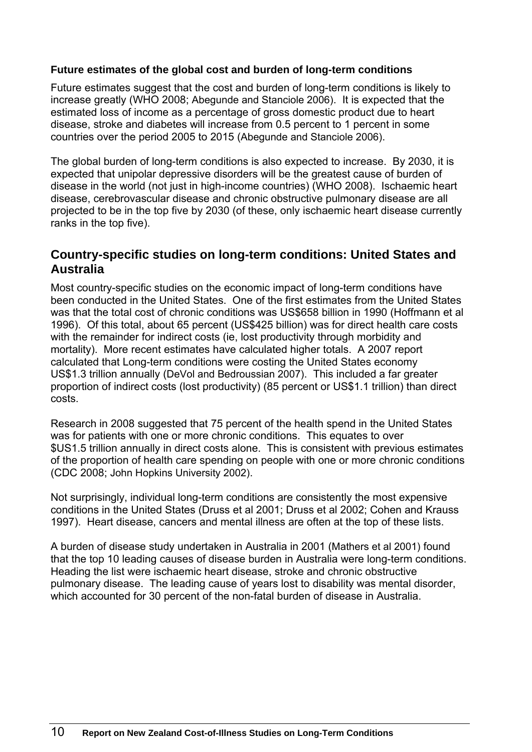**Future estimates of the global cost and burden of long-term conditions**

Future estimates suggest that the cost and burden of long-term conditions is likely to increase greatly (WHO 2008; Abegunde and Stanciole 2006). It is expected that the estimated loss of income as a percentage of gross domestic product due to heart disease, stroke and diabetes will increase from 0.5 percent to 1 percent in some countries over the period 2005 to 2015 (Abegunde and Stanciole 2006).

The global burden of long-term conditions is also expected to increase. By 2030, it is expected that unipolar depressive disorders will be the greatest cause of burden of disease in the world (not just in high-income countries) (WHO 2008). Ischaemic heart disease, cerebrovascular disease and chronic obstructive pulmonary disease are all projected to be in the top five by 2030 (of these, only ischaemic heart disease currently ranks in the top five).

## Country-specific studies on long-term conditions: United States and Australia

Most country-specific studies on the economic impact of long-term conditions have been conducted in the United States. One of the first estimates from the United States was that the total cost of chronic conditions was US$658 billion in 1990 (Hoffmann et al 1996). Of this total, about 65 percent (US$425 billion) was for direct health care costs with the remainder for indirect costs (ie, lost productivity through morbidity and mortality). More recent estimates have calculated higher totals. A 2007 report calculated that Long-term conditions were costing the United States economy US$1.3 trillion annually (DeVol and Bedroussian 2007). This included a far greater proportion of indirect costs (lost productivity) (85 percent or US$1.1 trillion) than direct costs.

Research in 2008 suggested that 75 percent of the health spend in the United States was for patients with one or more chronic conditions. This equates to over $US1.5 trillion annually in direct costs alone. This is consistent with previous estimates of the proportion of health care spending on people with one or more chronic conditions (CDC 2008; John Hopkins University 2002).

Not surprisingly, individual long-term conditions are consistently the most expensive conditions in the United States (Druss et al 2001; Druss et al 2002; Cohen and Krauss 1997). Heart disease, cancers and mental illness are often at the top of these lists.

A burden of disease study undertaken in Australia in 2001 (Mathers et al 2001) found that the top 10 leading causes of disease burden in Australia were long-term conditions. Heading the list were ischaemic heart disease, stroke and chronic obstructive pulmonary disease. The leading cause of years lost to disability was mental disorder, which accounted for 30 percent of the non-fatal burden of disease in Australia.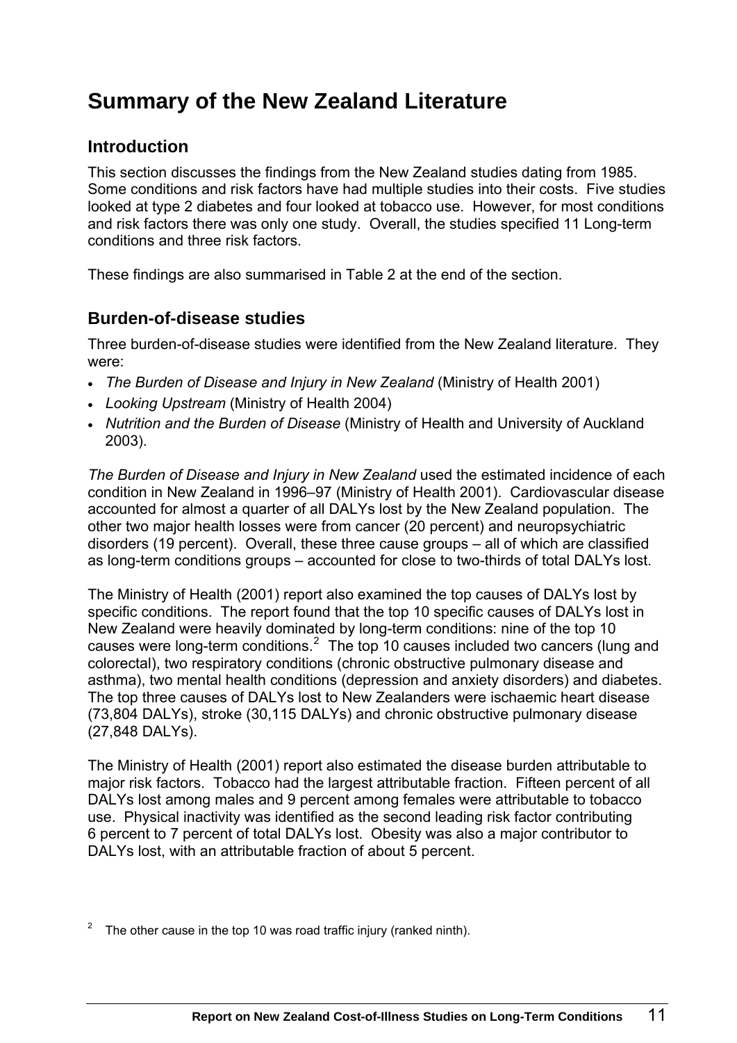# Summary of the New Zealand Literature

## Introduction

This section discusses the findings from the New Zealand studies dating from 1985. Some conditions and risk factors have had multiple studies into their costs. Five studies looked at type 2 diabetes and four looked at tobacco use. However, for most conditions and risk factors there was only one study. Overall, the studies specified 11 Long-term conditions and three risk factors.

These findings are also summarised in Table 2 at the end of the section.

## Burden-of-disease studies

Three burden-of-disease studies were identified from the New Zealand literature. They were:

- *The Burden of Disease and Injury in New Zealand* (Ministry of Health 2001)
- *Looking Upstream* (Ministry of Health 2004)
- *Nutrition and the Burden of Disease* (Ministry of Health and University of Auckland 2003).

*The Burden of Disease and Injury in New Zealand* used the estimated incidence of each condition in New Zealand in 1996–97 (Ministry of Health 2001). Cardiovascular disease accounted for almost a quarter of all DALYs lost by the New Zealand population. The other two major health losses were from cancer (20 percent) and neuropsychiatric disorders (19 percent). Overall, these three cause groups – all of which are classified as long-term conditions groups – accounted for close to two-thirds of total DALYs lost.

The Ministry of Health (2001) report also examined the top causes of DALYs lost by specific conditions. The report found that the top 10 specific causes of DALYs lost in New Zealand were heavily dominated by long-term conditions: nine of the top 10 causes were long-term conditions.[2] The top 10 causes included two cancers (lung and colorectal), two respiratory conditions (chronic obstructive pulmonary disease and asthma), two mental health conditions (depression and anxiety disorders) and diabetes. The top three causes of DALYs lost to New Zealanders were ischaemic heart disease (73,804 DALYs), stroke (30,115 DALYs) and chronic obstructive pulmonary disease (27,848 DALYs).

The Ministry of Health (2001) report also estimated the disease burden attributable to major risk factors. Tobacco had the largest attributable fraction. Fifteen percent of all DALYs lost among males and 9 percent among females were attributable to tobacco use. Physical inactivity was identified as the second leading risk factor contributing 6 percent to 7 percent of total DALYs lost. Obesity was also a major contributor to DALYs lost, with an attributable fraction of about 5 percent.

[2] The other cause in the top 10 was road traffic injury (ranked ninth).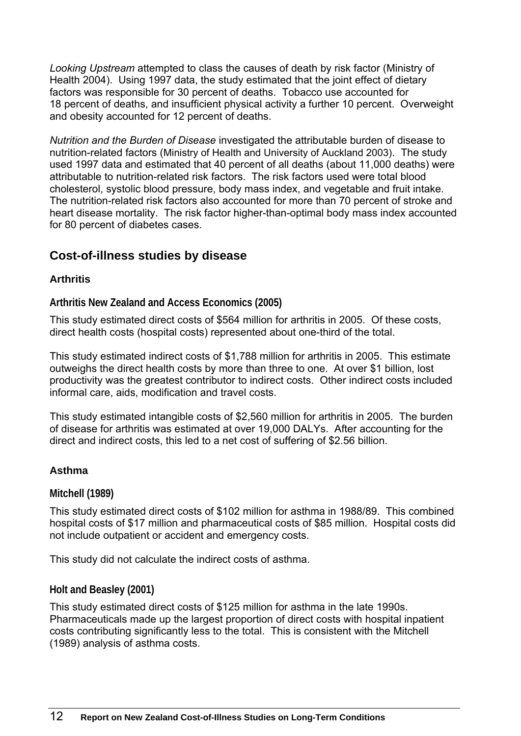*Looking Upstream* attempted to class the causes of death by risk factor (Ministry of Health 2004). Using 1997 data, the study estimated that the joint effect of dietary factors was responsible for 30 percent of deaths. Tobacco use accounted for 18 percent of deaths, and insufficient physical activity a further 10 percent. Overweight and obesity accounted for 12 percent of deaths.

*Nutrition and the Burden of Disease* investigated the attributable burden of disease to nutrition-related factors (Ministry of Health and University of Auckland 2003). The study used 1997 data and estimated that 40 percent of all deaths (about 11,000 deaths) were attributable to nutrition-related risk factors. The risk factors used were total blood cholesterol, systolic blood pressure, body mass index, and vegetable and fruit intake. The nutrition-related risk factors also accounted for more than 70 percent of stroke and heart disease mortality. The risk factor higher-than-optimal body mass index accounted for 80 percent of diabetes cases.

## Cost-of-illness studies by disease

### Arthritis

#### Arthritis New Zealand and Access Economics (2005)

This study estimated direct costs of $564 million for arthritis in 2005. Of these costs, direct health costs (hospital costs) represented about one-third of the total.

This study estimated indirect costs of $1,788 million for arthritis in 2005. This estimate outweighs the direct health costs by more than three to one. At over $1 billion, lost productivity was the greatest contributor to indirect costs. Other indirect costs included informal care, aids, modification and travel costs.

This study estimated intangible costs of $2,560 million for arthritis in 2005. The burden of disease for arthritis was estimated at over 19,000 DALYs. After accounting for the direct and indirect costs, this led to a net cost of suffering of $2.56 billion.

### Asthma

#### Mitchell (1989)

This study estimated direct costs of $102 million for asthma in 1988/89. This combined hospital costs of $17 million and pharmaceutical costs of $85 million. Hospital costs did not include outpatient or accident and emergency costs.

This study did not calculate the indirect costs of asthma.

#### Holt and Beasley (2001)

This study estimated direct costs of $125 million for asthma in the late 1990s. Pharmaceuticals made up the largest proportion of direct costs with hospital inpatient costs contributing significantly less to the total. This is consistent with the Mitchell (1989) analysis of asthma costs.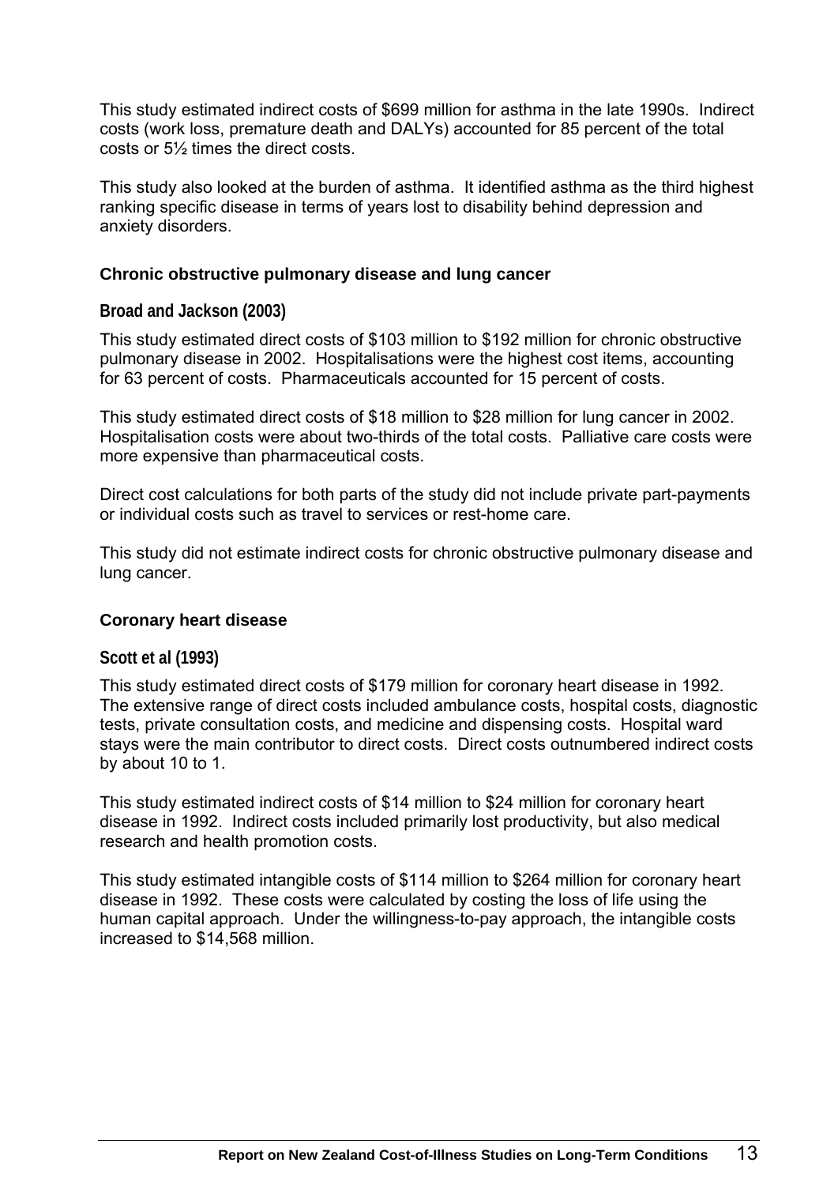This study estimated indirect costs of $699 million for asthma in the late 1990s. Indirect costs (work loss, premature death and DALYs) accounted for 85 percent of the total costs or 5½ times the direct costs.

This study also looked at the burden of asthma. It identified asthma as the third highest ranking specific disease in terms of years lost to disability behind depression and anxiety disorders.

### Chronic obstructive pulmonary disease and lung cancer

#### Broad and Jackson (2003)

This study estimated direct costs of $103 million to $192 million for chronic obstructive pulmonary disease in 2002. Hospitalisations were the highest cost items, accounting for 63 percent of costs. Pharmaceuticals accounted for 15 percent of costs.

This study estimated direct costs of $18 million to $28 million for lung cancer in 2002. Hospitalisation costs were about two-thirds of the total costs. Palliative care costs were more expensive than pharmaceutical costs.

Direct cost calculations for both parts of the study did not include private part-payments or individual costs such as travel to services or rest-home care.

This study did not estimate indirect costs for chronic obstructive pulmonary disease and lung cancer.

### Coronary heart disease

#### Scott et al (1993)

This study estimated direct costs of $179 million for coronary heart disease in 1992. The extensive range of direct costs included ambulance costs, hospital costs, diagnostic tests, private consultation costs, and medicine and dispensing costs. Hospital ward stays were the main contributor to direct costs. Direct costs outnumbered indirect costs by about 10 to 1.

This study estimated indirect costs of $14 million to $24 million for coronary heart disease in 1992. Indirect costs included primarily lost productivity, but also medical research and health promotion costs.

This study estimated intangible costs of $114 million to $264 million for coronary heart disease in 1992. These costs were calculated by costing the loss of life using the human capital approach. Under the willingness-to-pay approach, the intangible costs increased to $14,568 million.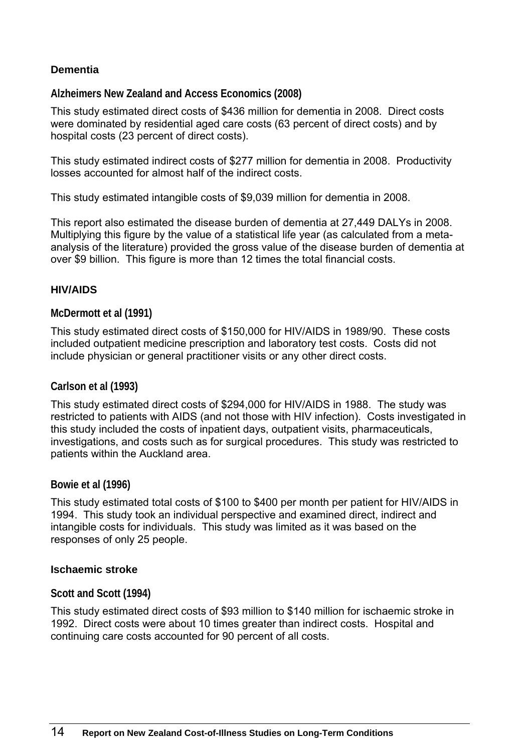### Dementia

#### Alzheimers New Zealand and Access Economics (2008)

This study estimated direct costs of $436 million for dementia in 2008. Direct costs were dominated by residential aged care costs (63 percent of direct costs) and by hospital costs (23 percent of direct costs).

This study estimated indirect costs of $277 million for dementia in 2008. Productivity losses accounted for almost half of the indirect costs.

This study estimated intangible costs of $9,039 million for dementia in 2008.

This report also estimated the disease burden of dementia at 27,449 DALYs in 2008. Multiplying this figure by the value of a statistical life year (as calculated from a meta-analysis of the literature) provided the gross value of the disease burden of dementia at over $9 billion. This figure is more than 12 times the total financial costs.

### HIV/AIDS

#### McDermott et al (1991)

This study estimated direct costs of $150,000 for HIV/AIDS in 1989/90. These costs included outpatient medicine prescription and laboratory test costs. Costs did not include physician or general practitioner visits or any other direct costs.

#### Carlson et al (1993)

This study estimated direct costs of $294,000 for HIV/AIDS in 1988. The study was restricted to patients with AIDS (and not those with HIV infection). Costs investigated in this study included the costs of inpatient days, outpatient visits, pharmaceuticals, investigations, and costs such as for surgical procedures. This study was restricted to patients within the Auckland area.

#### Bowie et al (1996)

This study estimated total costs of $100 to $400 per month per patient for HIV/AIDS in 1994. This study took an individual perspective and examined direct, indirect and intangible costs for individuals. This study was limited as it was based on the responses of only 25 people.

### Ischaemic stroke

#### Scott and Scott (1994)

This study estimated direct costs of $93 million to $140 million for ischaemic stroke in 1992. Direct costs were about 10 times greater than indirect costs. Hospital and continuing care costs accounted for 90 percent of all costs.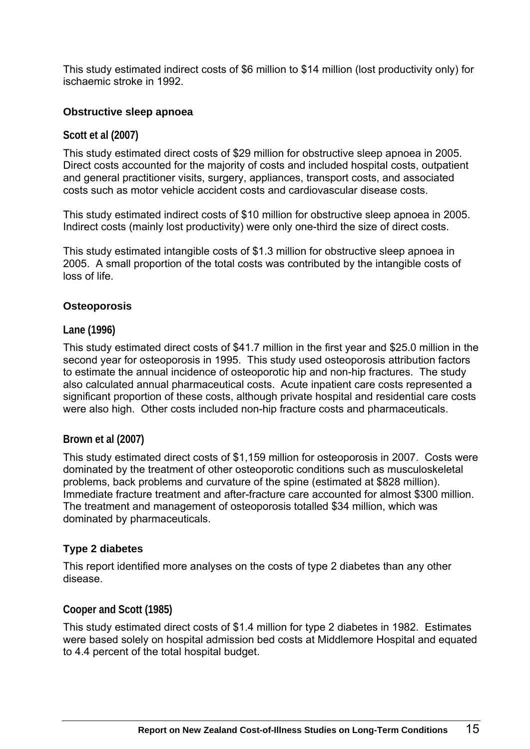This study estimated indirect costs of $6 million to $14 million (lost productivity only) for ischaemic stroke in 1992.

### Obstructive sleep apnoea

#### Scott et al (2007)

This study estimated direct costs of $29 million for obstructive sleep apnoea in 2005. Direct costs accounted for the majority of costs and included hospital costs, outpatient and general practitioner visits, surgery, appliances, transport costs, and associated costs such as motor vehicle accident costs and cardiovascular disease costs.

This study estimated indirect costs of $10 million for obstructive sleep apnoea in 2005. Indirect costs (mainly lost productivity) were only one-third the size of direct costs.

This study estimated intangible costs of $1.3 million for obstructive sleep apnoea in 2005. A small proportion of the total costs was contributed by the intangible costs of loss of life.

### Osteoporosis

#### Lane (1996)

This study estimated direct costs of $41.7 million in the first year and $25.0 million in the second year for osteoporosis in 1995. This study used osteoporosis attribution factors to estimate the annual incidence of osteoporotic hip and non-hip fractures. The study also calculated annual pharmaceutical costs. Acute inpatient care costs represented a significant proportion of these costs, although private hospital and residential care costs were also high. Other costs included non-hip fracture costs and pharmaceuticals.

#### Brown et al (2007)

This study estimated direct costs of $1,159 million for osteoporosis in 2007. Costs were dominated by the treatment of other osteoporotic conditions such as musculoskeletal problems, back problems and curvature of the spine (estimated at $828 million). Immediate fracture treatment and after-fracture care accounted for almost $300 million. The treatment and management of osteoporosis totalled $34 million, which was dominated by pharmaceuticals.

### Type 2 diabetes

This report identified more analyses on the costs of type 2 diabetes than any other disease.

#### Cooper and Scott (1985)

This study estimated direct costs of $1.4 million for type 2 diabetes in 1982. Estimates were based solely on hospital admission bed costs at Middlemore Hospital and equated to 4.4 percent of the total hospital budget.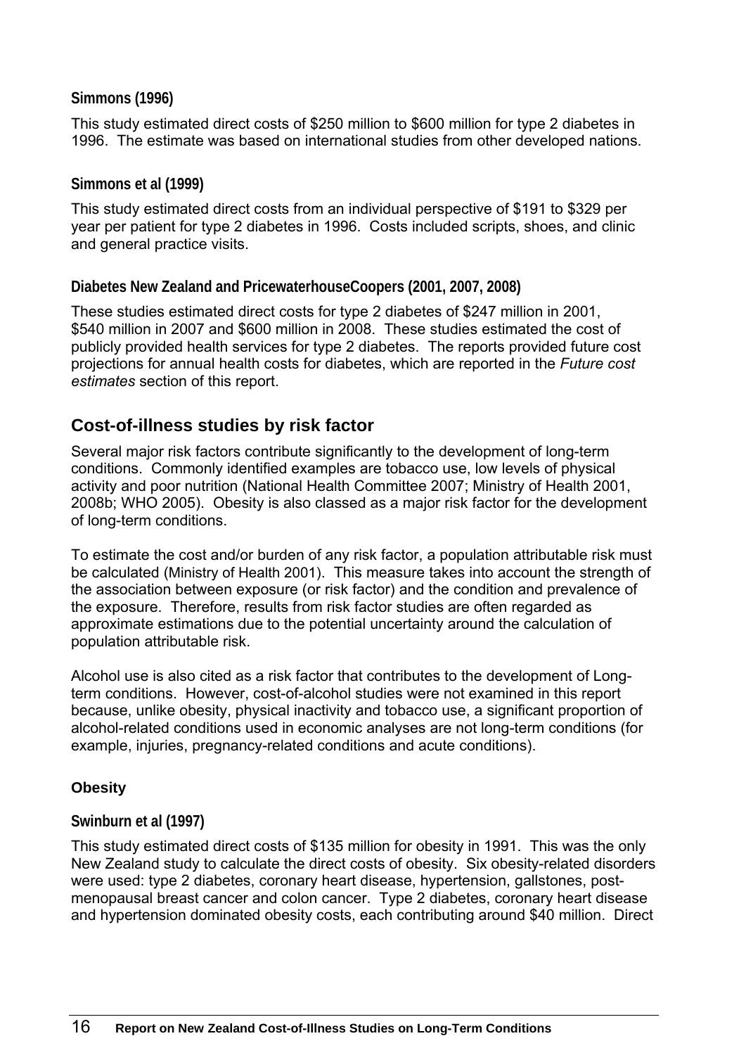#### Simmons (1996)

This study estimated direct costs of $250 million to $600 million for type 2 diabetes in 1996. The estimate was based on international studies from other developed nations.

#### Simmons et al (1999)

This study estimated direct costs from an individual perspective of $191 to $329 per year per patient for type 2 diabetes in 1996. Costs included scripts, shoes, and clinic and general practice visits.

#### Diabetes New Zealand and PricewaterhouseCoopers (2001, 2007, 2008)

These studies estimated direct costs for type 2 diabetes of $247 million in 2001, $540 million in 2007 and $600 million in 2008. These studies estimated the cost of publicly provided health services for type 2 diabetes. The reports provided future cost projections for annual health costs for diabetes, which are reported in the *Future cost estimates* section of this report.

## Cost-of-illness studies by risk factor

Several major risk factors contribute significantly to the development of long-term conditions. Commonly identified examples are tobacco use, low levels of physical activity and poor nutrition (National Health Committee 2007; Ministry of Health 2001, 2008b; WHO 2005). Obesity is also classed as a major risk factor for the development of long-term conditions.

To estimate the cost and/or burden of any risk factor, a population attributable risk must be calculated (Ministry of Health 2001). This measure takes into account the strength of the association between exposure (or risk factor) and the condition and prevalence of the exposure. Therefore, results from risk factor studies are often regarded as approximate estimations due to the potential uncertainty around the calculation of population attributable risk.

Alcohol use is also cited as a risk factor that contributes to the development of Long-term conditions. However, cost-of-alcohol studies were not examined in this report because, unlike obesity, physical inactivity and tobacco use, a significant proportion of alcohol-related conditions used in economic analyses are not long-term conditions (for example, injuries, pregnancy-related conditions and acute conditions).

### Obesity

#### Swinburn et al (1997)

This study estimated direct costs of $135 million for obesity in 1991. This was the only New Zealand study to calculate the direct costs of obesity. Six obesity-related disorders were used: type 2 diabetes, coronary heart disease, hypertension, gallstones, post-menopausal breast cancer and colon cancer. Type 2 diabetes, coronary heart disease and hypertension dominated obesity costs, each contributing around $40 million. Direct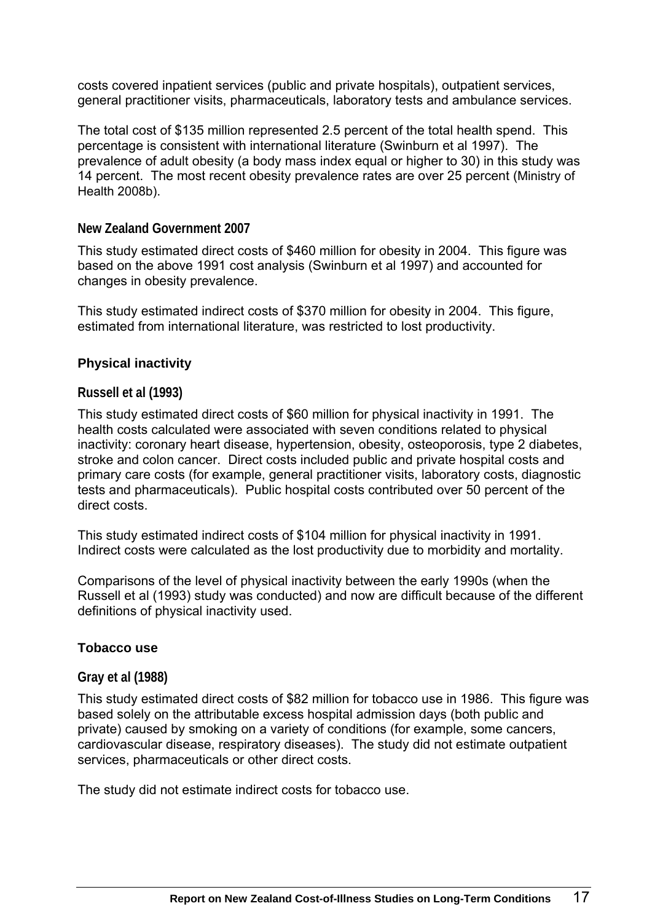costs covered inpatient services (public and private hospitals), outpatient services, general practitioner visits, pharmaceuticals, laboratory tests and ambulance services.

The total cost of $135 million represented 2.5 percent of the total health spend. This percentage is consistent with international literature (Swinburn et al 1997). The prevalence of adult obesity (a body mass index equal or higher to 30) in this study was 14 percent. The most recent obesity prevalence rates are over 25 percent (Ministry of Health 2008b).

#### New Zealand Government 2007

This study estimated direct costs of $460 million for obesity in 2004. This figure was based on the above 1991 cost analysis (Swinburn et al 1997) and accounted for changes in obesity prevalence.

This study estimated indirect costs of $370 million for obesity in 2004. This figure, estimated from international literature, was restricted to lost productivity.

### Physical inactivity

#### Russell et al (1993)

This study estimated direct costs of $60 million for physical inactivity in 1991. The health costs calculated were associated with seven conditions related to physical inactivity: coronary heart disease, hypertension, obesity, osteoporosis, type 2 diabetes, stroke and colon cancer. Direct costs included public and private hospital costs and primary care costs (for example, general practitioner visits, laboratory costs, diagnostic tests and pharmaceuticals). Public hospital costs contributed over 50 percent of the direct costs.

This study estimated indirect costs of $104 million for physical inactivity in 1991. Indirect costs were calculated as the lost productivity due to morbidity and mortality.

Comparisons of the level of physical inactivity between the early 1990s (when the Russell et al (1993) study was conducted) and now are difficult because of the different definitions of physical inactivity used.

### Tobacco use

#### Gray et al (1988)

This study estimated direct costs of $82 million for tobacco use in 1986. This figure was based solely on the attributable excess hospital admission days (both public and private) caused by smoking on a variety of conditions (for example, some cancers, cardiovascular disease, respiratory diseases). The study did not estimate outpatient services, pharmaceuticals or other direct costs.

The study did not estimate indirect costs for tobacco use.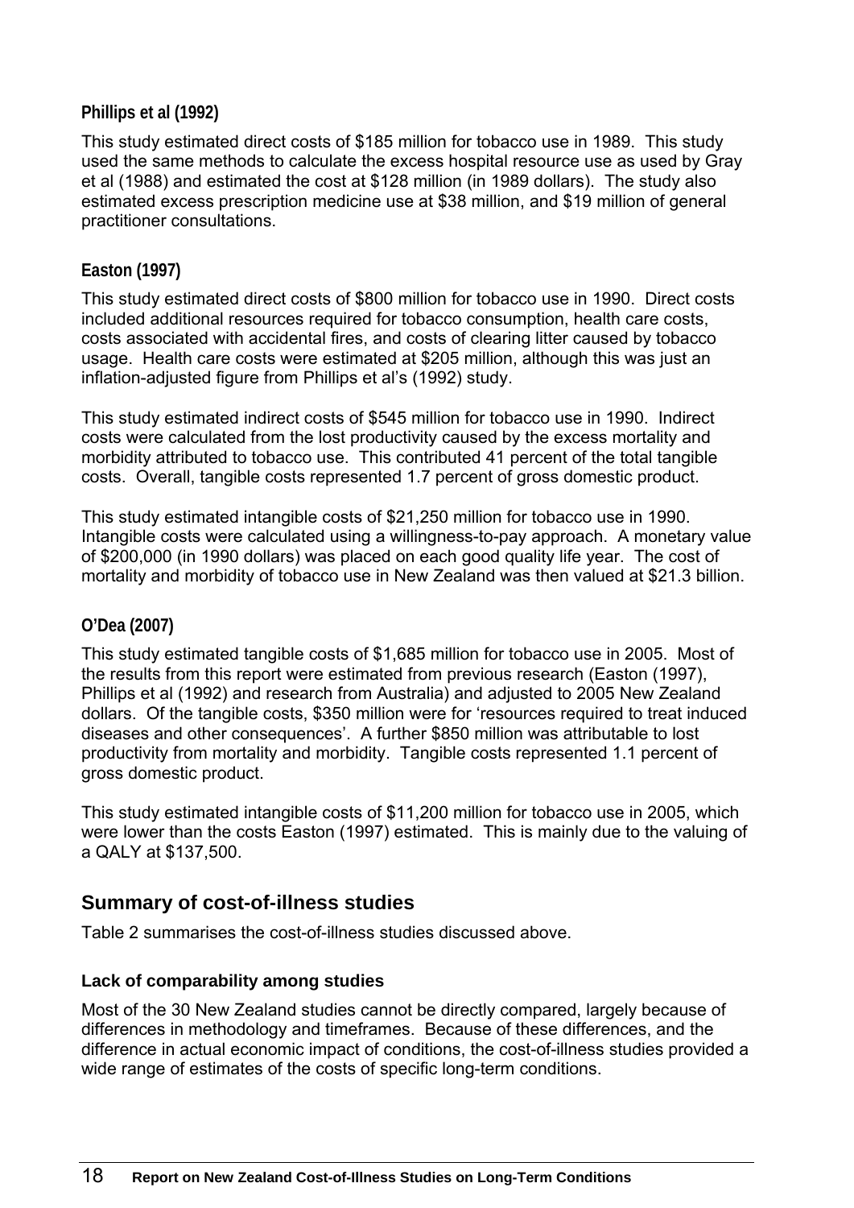### Phillips et al (1992)

This study estimated direct costs of $185 million for tobacco use in 1989. This study used the same methods to calculate the excess hospital resource use as used by Gray et al (1988) and estimated the cost at $128 million (in 1989 dollars). The study also estimated excess prescription medicine use at $38 million, and $19 million of general practitioner consultations.

### Easton (1997)

This study estimated direct costs of $800 million for tobacco use in 1990. Direct costs included additional resources required for tobacco consumption, health care costs, costs associated with accidental fires, and costs of clearing litter caused by tobacco usage. Health care costs were estimated at $205 million, although this was just an inflation-adjusted figure from Phillips et al's (1992) study.

This study estimated indirect costs of $545 million for tobacco use in 1990. Indirect costs were calculated from the lost productivity caused by the excess mortality and morbidity attributed to tobacco use. This contributed 41 percent of the total tangible costs. Overall, tangible costs represented 1.7 percent of gross domestic product.

This study estimated intangible costs of $21,250 million for tobacco use in 1990. Intangible costs were calculated using a willingness-to-pay approach. A monetary value of $200,000 (in 1990 dollars) was placed on each good quality life year. The cost of mortality and morbidity of tobacco use in New Zealand was then valued at $21.3 billion.

### O'Dea (2007)

This study estimated tangible costs of $1,685 million for tobacco use in 2005. Most of the results from this report were estimated from previous research (Easton (1997), Phillips et al (1992) and research from Australia) and adjusted to 2005 New Zealand dollars. Of the tangible costs, $350 million were for 'resources required to treat induced diseases and other consequences'. A further $850 million was attributable to lost productivity from mortality and morbidity. Tangible costs represented 1.1 percent of gross domestic product.

This study estimated intangible costs of $11,200 million for tobacco use in 2005, which were lower than the costs Easton (1997) estimated. This is mainly due to the valuing of a QALY at $137,500.

## Summary of cost-of-illness studies

Table 2 summarises the cost-of-illness studies discussed above.

### Lack of comparability among studies

Most of the 30 New Zealand studies cannot be directly compared, largely because of differences in methodology and timeframes. Because of these differences, and the difference in actual economic impact of conditions, the cost-of-illness studies provided a wide range of estimates of the costs of specific long-term conditions.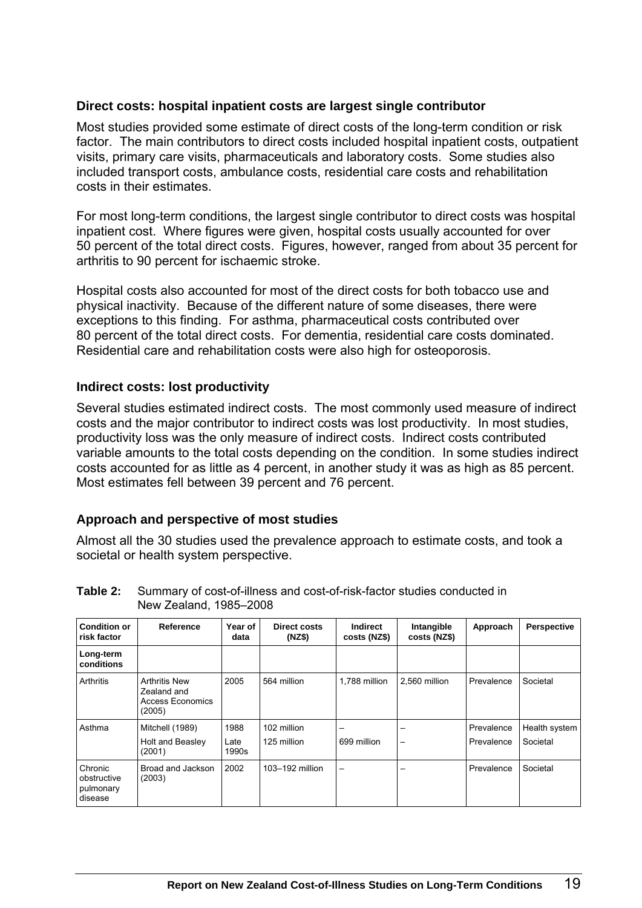### Direct costs: hospital inpatient costs are largest single contributor

Most studies provided some estimate of direct costs of the long-term condition or risk factor. The main contributors to direct costs included hospital inpatient costs, outpatient visits, primary care visits, pharmaceuticals and laboratory costs. Some studies also included transport costs, ambulance costs, residential care costs and rehabilitation costs in their estimates.

For most long-term conditions, the largest single contributor to direct costs was hospital inpatient cost. Where figures were given, hospital costs usually accounted for over 50 percent of the total direct costs. Figures, however, ranged from about 35 percent for arthritis to 90 percent for ischaemic stroke.

Hospital costs also accounted for most of the direct costs for both tobacco use and physical inactivity. Because of the different nature of some diseases, there were exceptions to this finding. For asthma, pharmaceutical costs contributed over 80 percent of the total direct costs. For dementia, residential care costs dominated. Residential care and rehabilitation costs were also high for osteoporosis.

### Indirect costs: lost productivity

Several studies estimated indirect costs. The most commonly used measure of indirect costs and the major contributor to indirect costs was lost productivity. In most studies, productivity loss was the only measure of indirect costs. Indirect costs contributed variable amounts to the total costs depending on the condition. In some studies indirect costs accounted for as little as 4 percent, in another study it was as high as 85 percent. Most estimates fell between 39 percent and 76 percent.

### Approach and perspective of most studies

Almost all the 30 studies used the prevalence approach to estimate costs, and took a societal or health system perspective.

**Table 2:** Summary of cost-of-illness and cost-of-risk-factor studies conducted in New Zealand, 1985–2008

| Condition or risk factor | Reference | Year of data | Direct costs (NZ$) | Indirect costs (NZ$) | Intangible costs (NZ$) | Approach | Perspective |
|---|---|---|---|---|---|---|---|
| **Long-term conditions** | | | | | | | |
| Arthritis | Arthritis New Zealand and Access Economics (2005) | 2005 | 564 million | 1,788 million | 2,560 million | Prevalence | Societal |
| Asthma | Mitchell (1989) | 1988 | 102 million | – | – | Prevalence | Health system |
| | Holt and Beasley (2001) | Late 1990s | 125 million | 699 million | – | Prevalence | Societal |
| Chronic obstructive pulmonary disease | Broad and Jackson (2003) | 2002 | 103–192 million | – | – | Prevalence | Societal |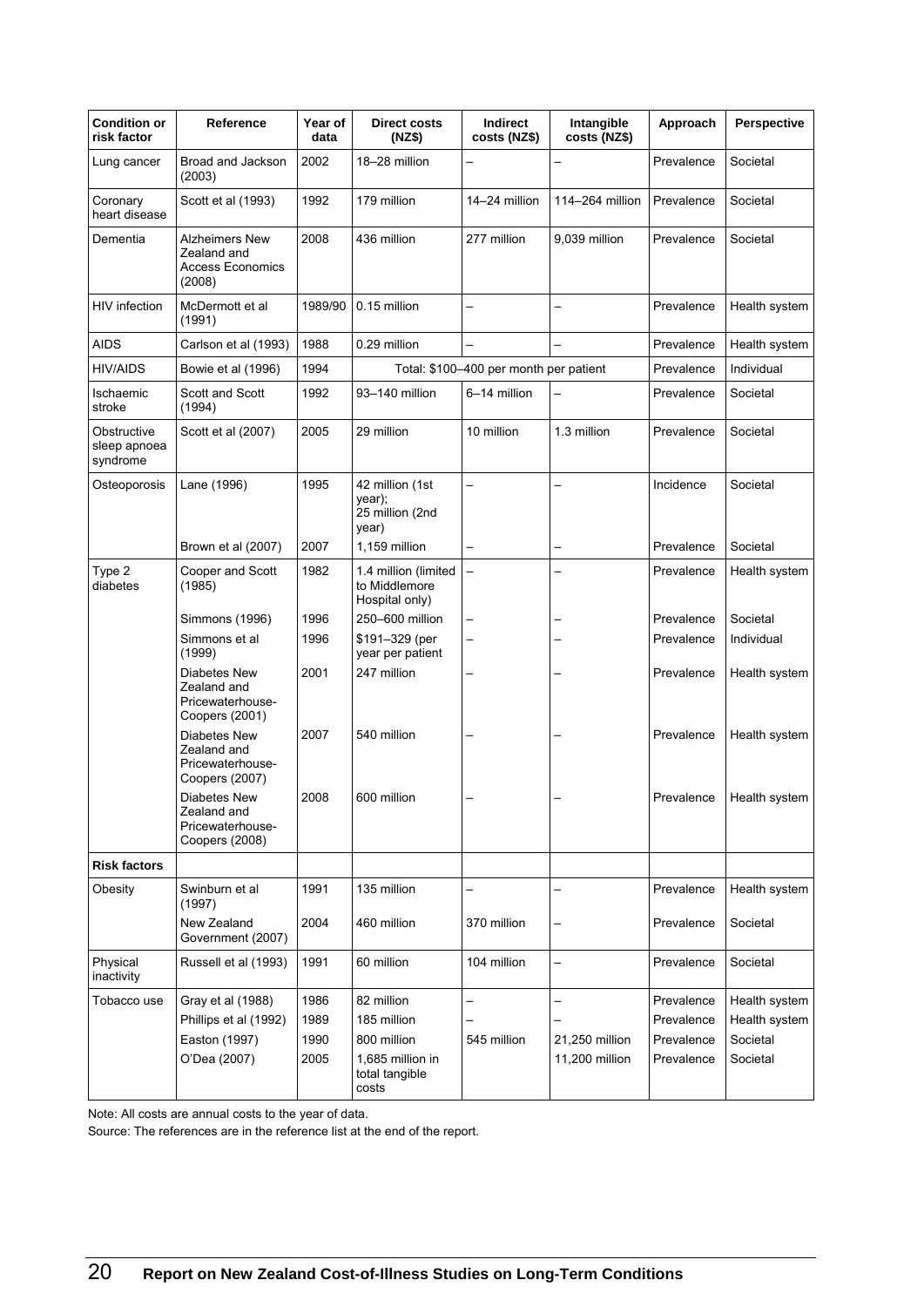| Condition or risk factor | Reference | Year of data | Direct costs (NZ$) | Indirect costs (NZ$) | Intangible costs (NZ$) | Approach | Perspective |
|---|---|---|---|---|---|---|---|
| Lung cancer | Broad and Jackson (2003) | 2002 | 18–28 million | – | – | Prevalence | Societal |
| Coronary heart disease | Scott et al (1993) | 1992 | 179 million | 14–24 million | 114–264 million | Prevalence | Societal |
| Dementia | Alzheimers New Zealand and Access Economics (2008) | 2008 | 436 million | 277 million | 9,039 million | Prevalence | Societal |
| HIV infection | McDermott et al (1991) | 1989/90 | 0.15 million | – | – | Prevalence | Health system |
| AIDS | Carlson et al (1993) | 1988 | 0.29 million | – | – | Prevalence | Health system |
| HIV/AIDS | Bowie et al (1996) | 1994 | Total: $100–400 per month per patient | | | Prevalence | Individual |
| Ischaemic stroke | Scott and Scott (1994) | 1992 | 93–140 million | 6–14 million | – | Prevalence | Societal |
| Obstructive sleep apnoea syndrome | Scott et al (2007) | 2005 | 29 million | 10 million | 1.3 million | Prevalence | Societal |
| Osteoporosis | Lane (1996) | 1995 | 42 million (1st year); 25 million (2nd year) | – | – | Incidence | Societal |
| | Brown et al (2007) | 2007 | 1,159 million | – | – | Prevalence | Societal |
| Type 2 diabetes | Cooper and Scott (1985) | 1982 | 1.4 million (limited to Middlemore Hospital only) | – | – | Prevalence | Health system |
| | Simmons (1996) | 1996 | 250–600 million | – | – | Prevalence | Societal |
| | Simmons et al (1999) | 1996 | $191–329 (per year per patient | – | – | Prevalence | Individual |
| | Diabetes New Zealand and Pricewaterhouse-Coopers (2001) | 2001 | 247 million | – | – | Prevalence | Health system |
| | Diabetes New Zealand and Pricewaterhouse-Coopers (2007) | 2007 | 540 million | – | – | Prevalence | Health system |
| | Diabetes New Zealand and Pricewaterhouse-Coopers (2008) | 2008 | 600 million | – | – | Prevalence | Health system |
| **Risk factors** | | | | | | | |
| Obesity | Swinburn et al (1997) | 1991 | 135 million | – | – | Prevalence | Health system |
| | New Zealand Government (2007) | 2004 | 460 million | 370 million | – | Prevalence | Societal |
| Physical inactivity | Russell et al (1993) | 1991 | 60 million | 104 million | – | Prevalence | Societal |
| Tobacco use | Gray et al (1988) | 1986 | 82 million | – | – | Prevalence | Health system |
| | Phillips et al (1992) | 1989 | 185 million | – | – | Prevalence | Health system |
| | Easton (1997) | 1990 | 800 million | 545 million | 21,250 million | Prevalence | Societal |
| | O'Dea (2007) | 2005 | 1,685 million in total tangible costs | | 11,200 million | Prevalence | Societal |

Note: All costs are annual costs to the year of data.

Source: The references are in the reference list at the end of the report.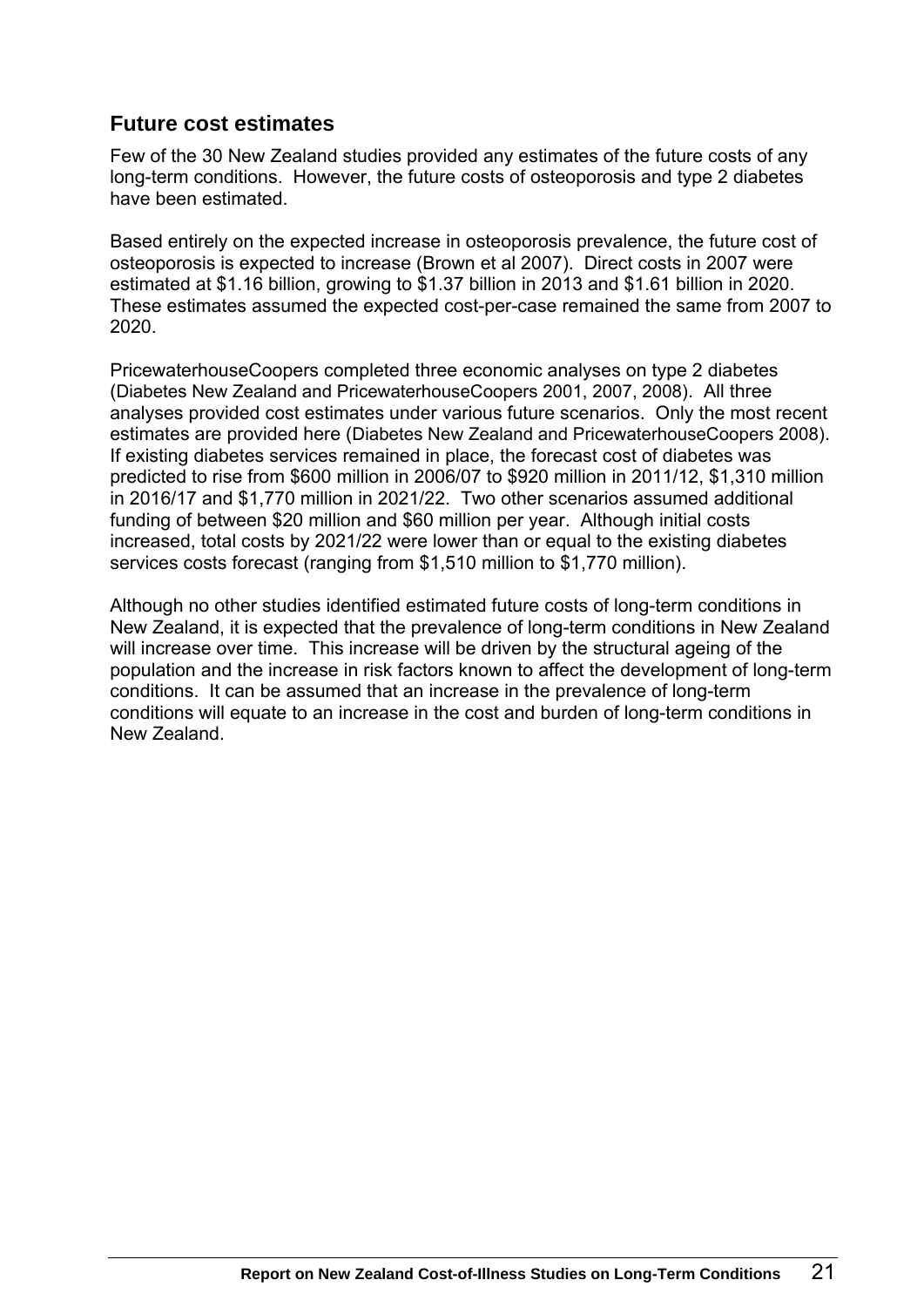## Future cost estimates

Few of the 30 New Zealand studies provided any estimates of the future costs of any long-term conditions. However, the future costs of osteoporosis and type 2 diabetes have been estimated.

Based entirely on the expected increase in osteoporosis prevalence, the future cost of osteoporosis is expected to increase (Brown et al 2007). Direct costs in 2007 were estimated at $1.16 billion, growing to $1.37 billion in 2013 and $1.61 billion in 2020. These estimates assumed the expected cost-per-case remained the same from 2007 to 2020.

PricewaterhouseCoopers completed three economic analyses on type 2 diabetes (Diabetes New Zealand and PricewaterhouseCoopers 2001, 2007, 2008). All three analyses provided cost estimates under various future scenarios. Only the most recent estimates are provided here (Diabetes New Zealand and PricewaterhouseCoopers 2008). If existing diabetes services remained in place, the forecast cost of diabetes was predicted to rise from $600 million in 2006/07 to $920 million in 2011/12, $1,310 million in 2016/17 and $1,770 million in 2021/22. Two other scenarios assumed additional funding of between $20 million and $60 million per year. Although initial costs increased, total costs by 2021/22 were lower than or equal to the existing diabetes services costs forecast (ranging from $1,510 million to $1,770 million).

Although no other studies identified estimated future costs of long-term conditions in New Zealand, it is expected that the prevalence of long-term conditions in New Zealand will increase over time. This increase will be driven by the structural ageing of the population and the increase in risk factors known to affect the development of long-term conditions. It can be assumed that an increase in the prevalence of long-term conditions will equate to an increase in the cost and burden of long-term conditions in New Zealand.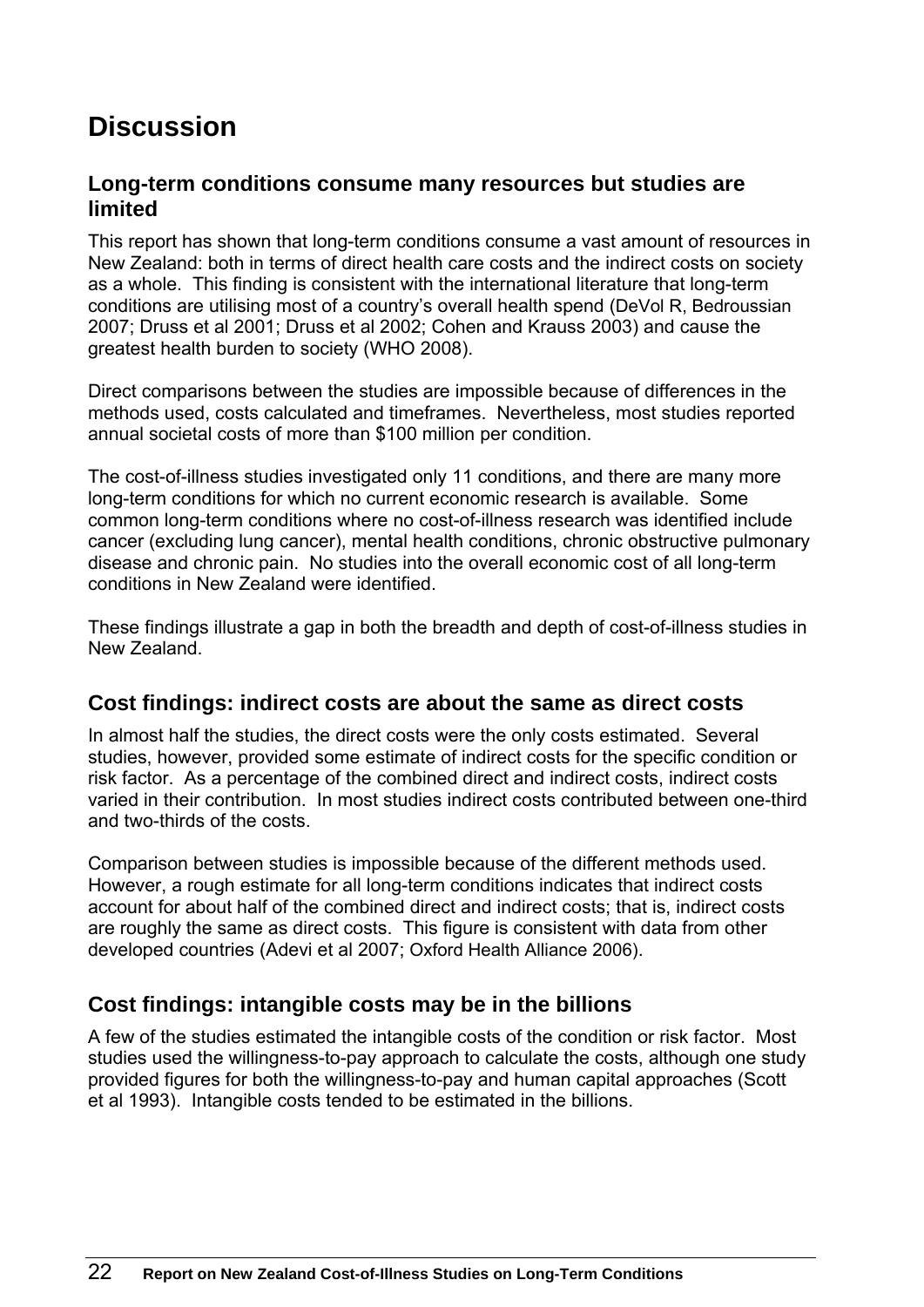# Discussion

## Long-term conditions consume many resources but studies are limited

This report has shown that long-term conditions consume a vast amount of resources in New Zealand: both in terms of direct health care costs and the indirect costs on society as a whole. This finding is consistent with the international literature that long-term conditions are utilising most of a country's overall health spend (DeVol R, Bedroussian 2007; Druss et al 2001; Druss et al 2002; Cohen and Krauss 2003) and cause the greatest health burden to society (WHO 2008).

Direct comparisons between the studies are impossible because of differences in the methods used, costs calculated and timeframes. Nevertheless, most studies reported annual societal costs of more than $100 million per condition.

The cost-of-illness studies investigated only 11 conditions, and there are many more long-term conditions for which no current economic research is available. Some common long-term conditions where no cost-of-illness research was identified include cancer (excluding lung cancer), mental health conditions, chronic obstructive pulmonary disease and chronic pain. No studies into the overall economic cost of all long-term conditions in New Zealand were identified.

These findings illustrate a gap in both the breadth and depth of cost-of-illness studies in New Zealand.

## Cost findings: indirect costs are about the same as direct costs

In almost half the studies, the direct costs were the only costs estimated. Several studies, however, provided some estimate of indirect costs for the specific condition or risk factor. As a percentage of the combined direct and indirect costs, indirect costs varied in their contribution. In most studies indirect costs contributed between one-third and two-thirds of the costs.

Comparison between studies is impossible because of the different methods used. However, a rough estimate for all long-term conditions indicates that indirect costs account for about half of the combined direct and indirect costs; that is, indirect costs are roughly the same as direct costs. This figure is consistent with data from other developed countries (Adevi et al 2007; Oxford Health Alliance 2006).

## Cost findings: intangible costs may be in the billions

A few of the studies estimated the intangible costs of the condition or risk factor. Most studies used the willingness-to-pay approach to calculate the costs, although one study provided figures for both the willingness-to-pay and human capital approaches (Scott et al 1993). Intangible costs tended to be estimated in the billions.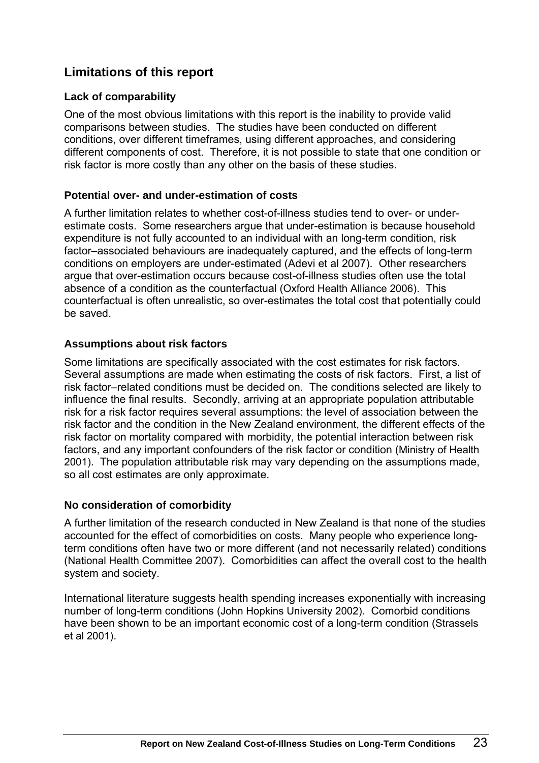## Limitations of this report

### Lack of comparability

One of the most obvious limitations with this report is the inability to provide valid comparisons between studies. The studies have been conducted on different conditions, over different timeframes, using different approaches, and considering different components of cost. Therefore, it is not possible to state that one condition or risk factor is more costly than any other on the basis of these studies.

### Potential over- and under-estimation of costs

A further limitation relates to whether cost-of-illness studies tend to over- or under-estimate costs. Some researchers argue that under-estimation is because household expenditure is not fully accounted to an individual with an long-term condition, risk factor–associated behaviours are inadequately captured, and the effects of long-term conditions on employers are under-estimated (Adevi et al 2007). Other researchers argue that over-estimation occurs because cost-of-illness studies often use the total absence of a condition as the counterfactual (Oxford Health Alliance 2006). This counterfactual is often unrealistic, so over-estimates the total cost that potentially could be saved.

### Assumptions about risk factors

Some limitations are specifically associated with the cost estimates for risk factors. Several assumptions are made when estimating the costs of risk factors. First, a list of risk factor–related conditions must be decided on. The conditions selected are likely to influence the final results. Secondly, arriving at an appropriate population attributable risk for a risk factor requires several assumptions: the level of association between the risk factor and the condition in the New Zealand environment, the different effects of the risk factor on mortality compared with morbidity, the potential interaction between risk factors, and any important confounders of the risk factor or condition (Ministry of Health 2001). The population attributable risk may vary depending on the assumptions made, so all cost estimates are only approximate.

### No consideration of comorbidity

A further limitation of the research conducted in New Zealand is that none of the studies accounted for the effect of comorbidities on costs. Many people who experience long-term conditions often have two or more different (and not necessarily related) conditions (National Health Committee 2007). Comorbidities can affect the overall cost to the health system and society.

International literature suggests health spending increases exponentially with increasing number of long-term conditions (John Hopkins University 2002). Comorbid conditions have been shown to be an important economic cost of a long-term condition (Strassels et al 2001).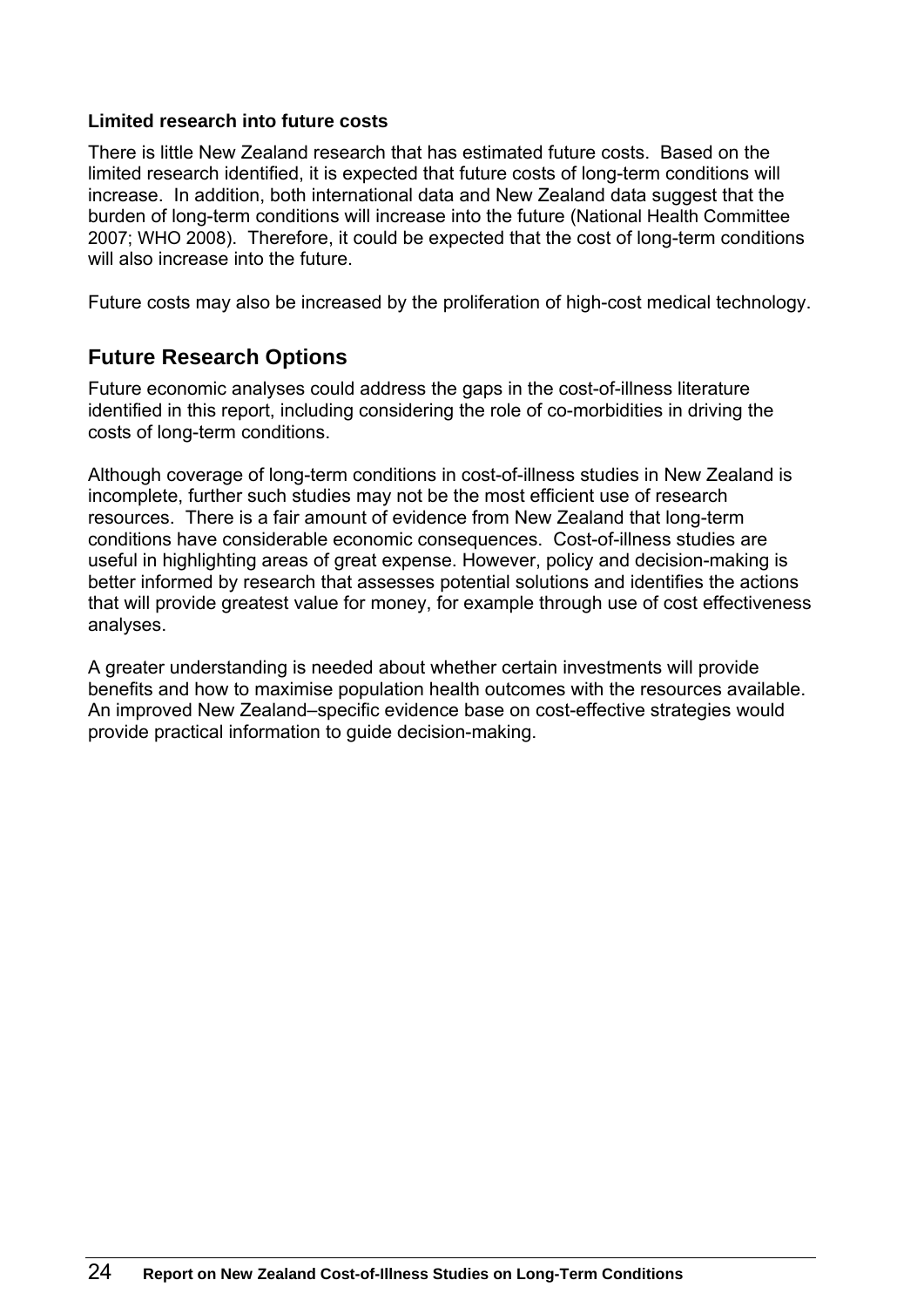**Limited research into future costs**

There is little New Zealand research that has estimated future costs. Based on the limited research identified, it is expected that future costs of long-term conditions will increase. In addition, both international data and New Zealand data suggest that the burden of long-term conditions will increase into the future (National Health Committee 2007; WHO 2008). Therefore, it could be expected that the cost of long-term conditions will also increase into the future.

Future costs may also be increased by the proliferation of high-cost medical technology.

## Future Research Options

Future economic analyses could address the gaps in the cost-of-illness literature identified in this report, including considering the role of co-morbidities in driving the costs of long-term conditions.

Although coverage of long-term conditions in cost-of-illness studies in New Zealand is incomplete, further such studies may not be the most efficient use of research resources. There is a fair amount of evidence from New Zealand that long-term conditions have considerable economic consequences. Cost-of-illness studies are useful in highlighting areas of great expense. However, policy and decision-making is better informed by research that assesses potential solutions and identifies the actions that will provide greatest value for money, for example through use of cost effectiveness analyses.

A greater understanding is needed about whether certain investments will provide benefits and how to maximise population health outcomes with the resources available. An improved New Zealand–specific evidence base on cost-effective strategies would provide practical information to guide decision-making.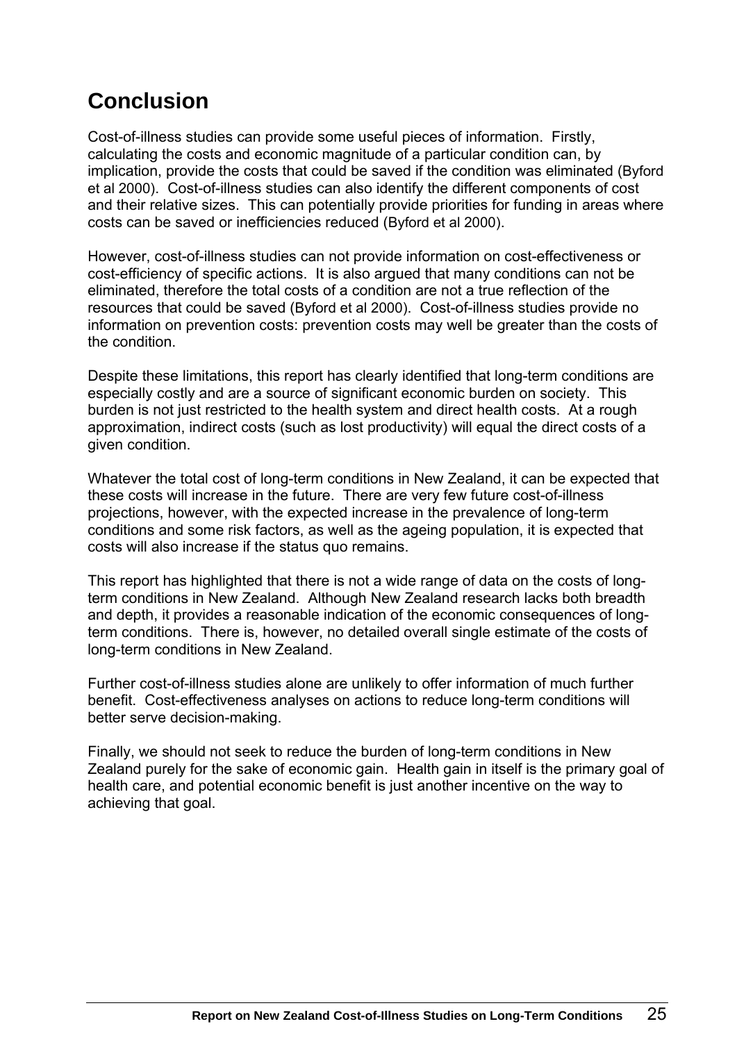# Conclusion

Cost-of-illness studies can provide some useful pieces of information. Firstly, calculating the costs and economic magnitude of a particular condition can, by implication, provide the costs that could be saved if the condition was eliminated (Byford et al 2000). Cost-of-illness studies can also identify the different components of cost and their relative sizes. This can potentially provide priorities for funding in areas where costs can be saved or inefficiencies reduced (Byford et al 2000).

However, cost-of-illness studies can not provide information on cost-effectiveness or cost-efficiency of specific actions. It is also argued that many conditions can not be eliminated, therefore the total costs of a condition are not a true reflection of the resources that could be saved (Byford et al 2000). Cost-of-illness studies provide no information on prevention costs: prevention costs may well be greater than the costs of the condition.

Despite these limitations, this report has clearly identified that long-term conditions are especially costly and are a source of significant economic burden on society. This burden is not just restricted to the health system and direct health costs. At a rough approximation, indirect costs (such as lost productivity) will equal the direct costs of a given condition.

Whatever the total cost of long-term conditions in New Zealand, it can be expected that these costs will increase in the future. There are very few future cost-of-illness projections, however, with the expected increase in the prevalence of long-term conditions and some risk factors, as well as the ageing population, it is expected that costs will also increase if the status quo remains.

This report has highlighted that there is not a wide range of data on the costs of long-term conditions in New Zealand. Although New Zealand research lacks both breadth and depth, it provides a reasonable indication of the economic consequences of long-term conditions. There is, however, no detailed overall single estimate of the costs of long-term conditions in New Zealand.

Further cost-of-illness studies alone are unlikely to offer information of much further benefit. Cost-effectiveness analyses on actions to reduce long-term conditions will better serve decision-making.

Finally, we should not seek to reduce the burden of long-term conditions in New Zealand purely for the sake of economic gain. Health gain in itself is the primary goal of health care, and potential economic benefit is just another incentive on the way to achieving that goal.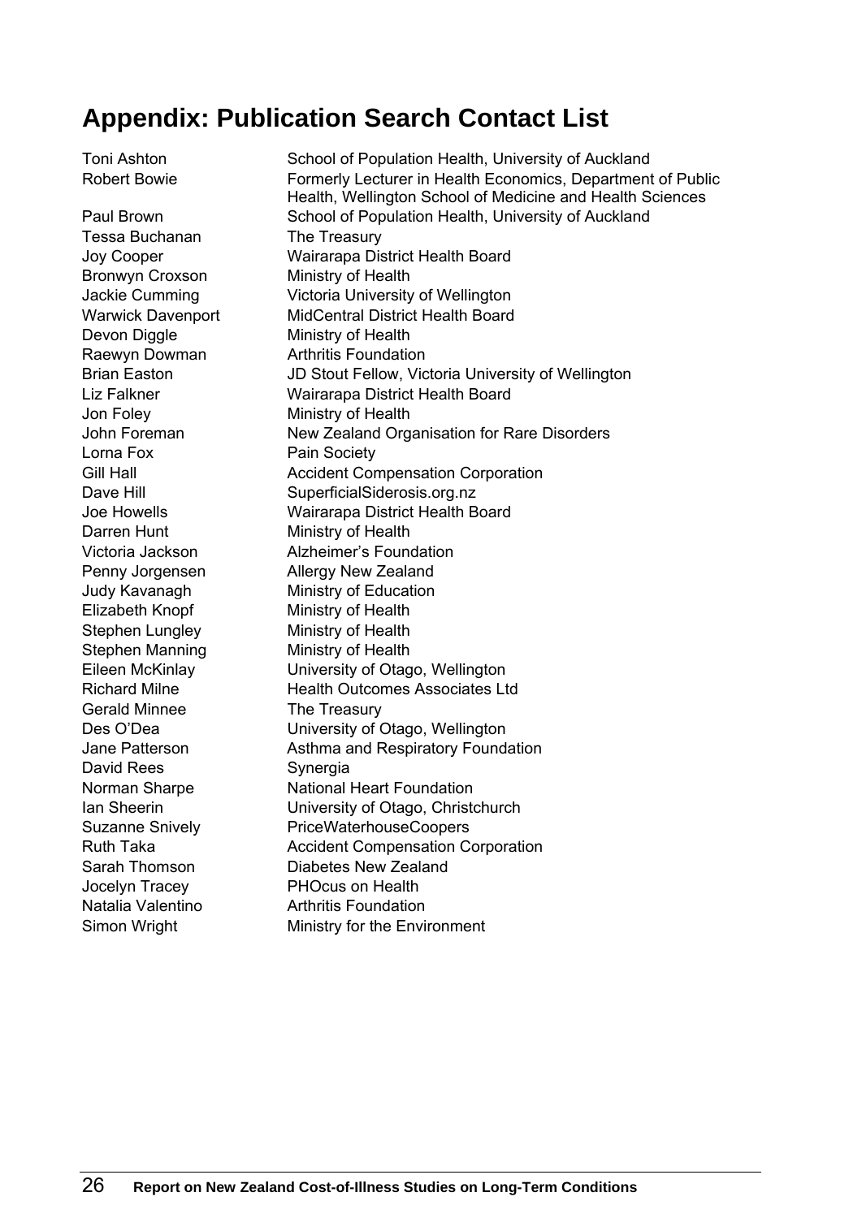## Appendix: Publication Search Contact List

| | |
|---|---|
| Toni Ashton | School of Population Health, University of Auckland |
| Robert Bowie | Formerly Lecturer in Health Economics, Department of Public Health, Wellington School of Medicine and Health Sciences |
| Paul Brown | School of Population Health, University of Auckland |
| Tessa Buchanan | The Treasury |
| Joy Cooper | Wairarapa District Health Board |
| Bronwyn Croxson | Ministry of Health |
| Jackie Cumming | Victoria University of Wellington |
| Warwick Davenport | MidCentral District Health Board |
| Devon Diggle | Ministry of Health |
| Raewyn Dowman | Arthritis Foundation |
| Brian Easton | JD Stout Fellow, Victoria University of Wellington |
| Liz Falkner | Wairarapa District Health Board |
| Jon Foley | Ministry of Health |
| John Foreman | New Zealand Organisation for Rare Disorders |
| Lorna Fox | Pain Society |
| Gill Hall | Accident Compensation Corporation |
| Dave Hill | SuperficialSiderosis.org.nz |
| Joe Howells | Wairarapa District Health Board |
| Darren Hunt | Ministry of Health |
| Victoria Jackson | Alzheimer's Foundation |
| Penny Jorgensen | Allergy New Zealand |
| Judy Kavanagh | Ministry of Education |
| Elizabeth Knopf | Ministry of Health |
| Stephen Lungley | Ministry of Health |
| Stephen Manning | Ministry of Health |
| Eileen McKinlay | University of Otago, Wellington |
| Richard Milne | Health Outcomes Associates Ltd |
| Gerald Minnee | The Treasury |
| Des O'Dea | University of Otago, Wellington |
| Jane Patterson | Asthma and Respiratory Foundation |
| David Rees | Synergia |
| Norman Sharpe | National Heart Foundation |
| Ian Sheerin | University of Otago, Christchurch |
| Suzanne Snively | PriceWaterhouseCoopers |
| Ruth Taka | Accident Compensation Corporation |
| Sarah Thomson | Diabetes New Zealand |
| Jocelyn Tracey | PHOcus on Health |
| Natalia Valentino | Arthritis Foundation |
| Simon Wright | Ministry for the Environment |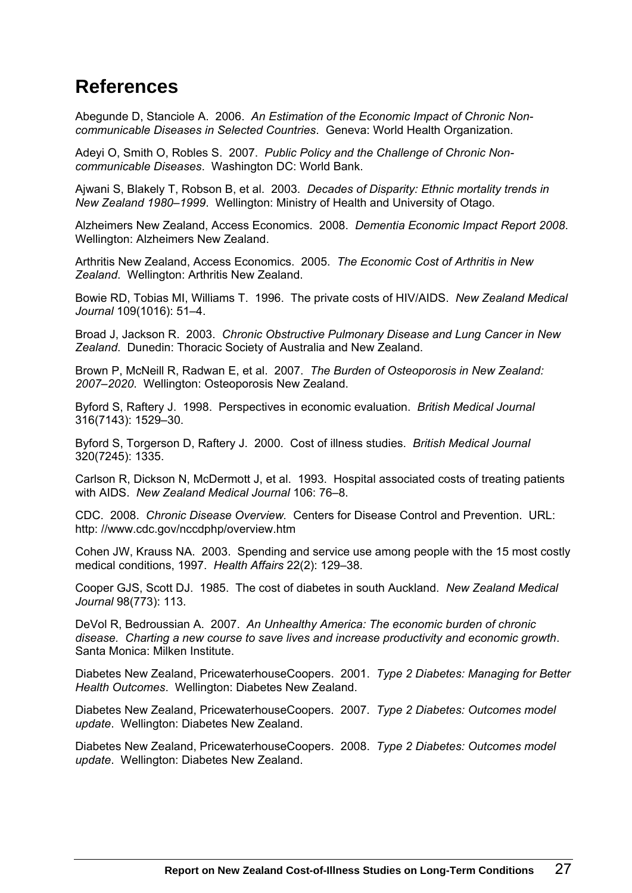# References

Abegunde D, Stanciole A. 2006. *An Estimation of the Economic Impact of Chronic Non-communicable Diseases in Selected Countries*. Geneva: World Health Organization.

Adeyi O, Smith O, Robles S. 2007. *Public Policy and the Challenge of Chronic Non-communicable Diseases*. Washington DC: World Bank.

Ajwani S, Blakely T, Robson B, et al. 2003. *Decades of Disparity: Ethnic mortality trends in New Zealand 1980–1999*. Wellington: Ministry of Health and University of Otago.

Alzheimers New Zealand, Access Economics. 2008. *Dementia Economic Impact Report 2008*. Wellington: Alzheimers New Zealand.

Arthritis New Zealand, Access Economics. 2005. *The Economic Cost of Arthritis in New Zealand*. Wellington: Arthritis New Zealand.

Bowie RD, Tobias MI, Williams T. 1996. The private costs of HIV/AIDS. *New Zealand Medical Journal* 109(1016): 51–4.

Broad J, Jackson R. 2003. *Chronic Obstructive Pulmonary Disease and Lung Cancer in New Zealand*. Dunedin: Thoracic Society of Australia and New Zealand.

Brown P, McNeill R, Radwan E, et al. 2007. *The Burden of Osteoporosis in New Zealand: 2007–2020*. Wellington: Osteoporosis New Zealand.

Byford S, Raftery J. 1998. Perspectives in economic evaluation. *British Medical Journal* 316(7143): 1529–30.

Byford S, Torgerson D, Raftery J. 2000. Cost of illness studies. *British Medical Journal* 320(7245): 1335.

Carlson R, Dickson N, McDermott J, et al. 1993. Hospital associated costs of treating patients with AIDS. *New Zealand Medical Journal* 106: 76–8.

CDC. 2008. *Chronic Disease Overview.* Centers for Disease Control and Prevention. URL: http: //www.cdc.gov/nccdphp/overview.htm

Cohen JW, Krauss NA. 2003. Spending and service use among people with the 15 most costly medical conditions, 1997. *Health Affairs* 22(2): 129–38.

Cooper GJS, Scott DJ. 1985. The cost of diabetes in south Auckland. *New Zealand Medical Journal* 98(773): 113.

DeVol R, Bedroussian A. 2007. *An Unhealthy America: The economic burden of chronic disease. Charting a new course to save lives and increase productivity and economic growth*. Santa Monica: Milken Institute.

Diabetes New Zealand, PricewaterhouseCoopers. 2001. *Type 2 Diabetes: Managing for Better Health Outcomes*. Wellington: Diabetes New Zealand.

Diabetes New Zealand, PricewaterhouseCoopers. 2007. *Type 2 Diabetes: Outcomes model update*. Wellington: Diabetes New Zealand.

Diabetes New Zealand, PricewaterhouseCoopers. 2008. *Type 2 Diabetes: Outcomes model update*. Wellington: Diabetes New Zealand.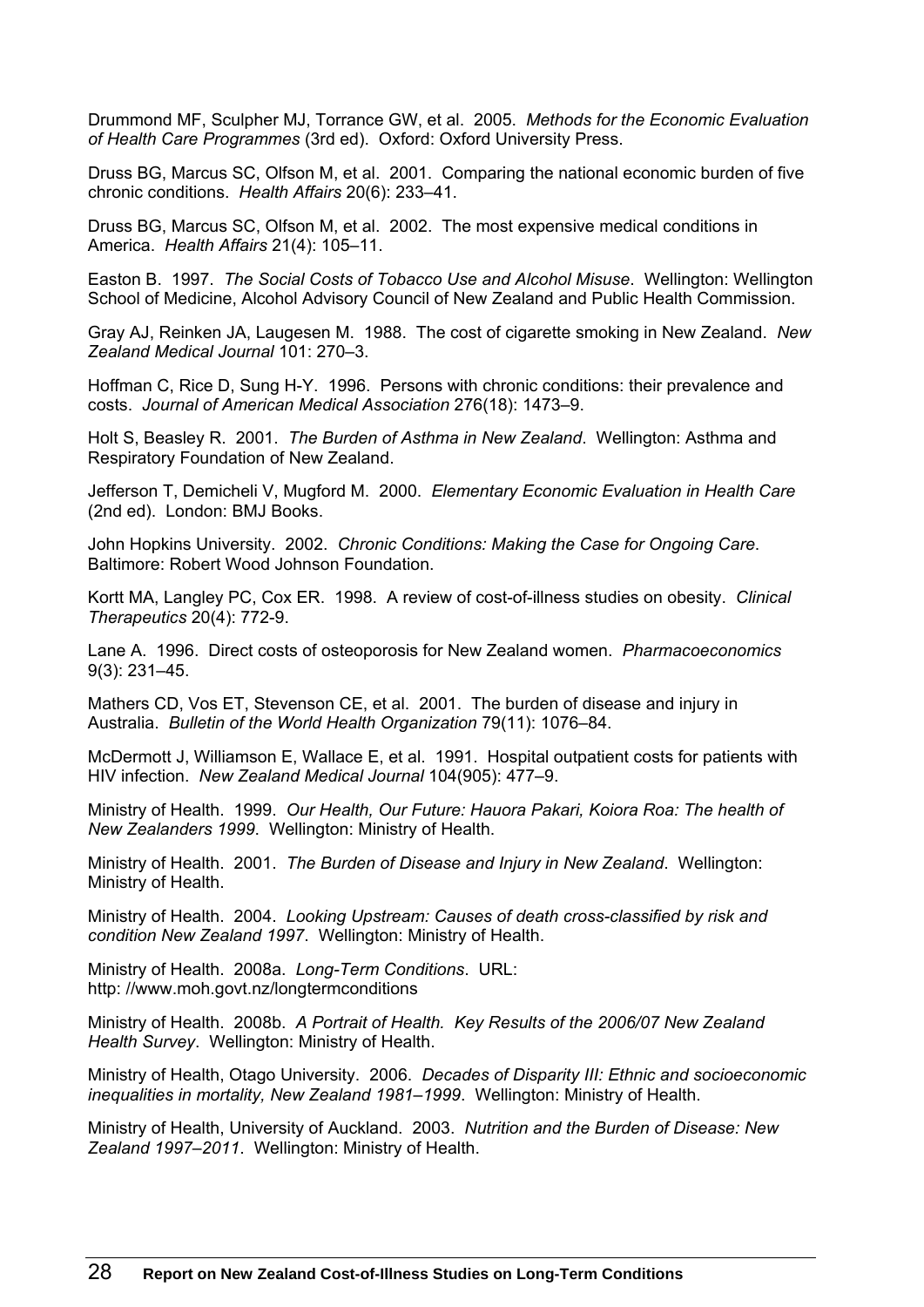Drummond MF, Sculpher MJ, Torrance GW, et al. 2005. *Methods for the Economic Evaluation of Health Care Programmes* (3rd ed). Oxford: Oxford University Press.

Druss BG, Marcus SC, Olfson M, et al. 2001. Comparing the national economic burden of five chronic conditions. *Health Affairs* 20(6): 233–41.

Druss BG, Marcus SC, Olfson M, et al. 2002. The most expensive medical conditions in America. *Health Affairs* 21(4): 105–11.

Easton B. 1997. *The Social Costs of Tobacco Use and Alcohol Misuse*. Wellington: Wellington School of Medicine, Alcohol Advisory Council of New Zealand and Public Health Commission.

Gray AJ, Reinken JA, Laugesen M. 1988. The cost of cigarette smoking in New Zealand. *New Zealand Medical Journal* 101: 270–3.

Hoffman C, Rice D, Sung H-Y. 1996. Persons with chronic conditions: their prevalence and costs. *Journal of American Medical Association* 276(18): 1473–9.

Holt S, Beasley R. 2001. *The Burden of Asthma in New Zealand*. Wellington: Asthma and Respiratory Foundation of New Zealand.

Jefferson T, Demicheli V, Mugford M. 2000. *Elementary Economic Evaluation in Health Care* (2nd ed). London: BMJ Books.

John Hopkins University. 2002. *Chronic Conditions: Making the Case for Ongoing Care*. Baltimore: Robert Wood Johnson Foundation.

Kortt MA, Langley PC, Cox ER. 1998. A review of cost-of-illness studies on obesity. *Clinical Therapeutics* 20(4): 772-9.

Lane A. 1996. Direct costs of osteoporosis for New Zealand women. *Pharmacoeconomics* 9(3): 231–45.

Mathers CD, Vos ET, Stevenson CE, et al. 2001. The burden of disease and injury in Australia. *Bulletin of the World Health Organization* 79(11): 1076–84.

McDermott J, Williamson E, Wallace E, et al. 1991. Hospital outpatient costs for patients with HIV infection. *New Zealand Medical Journal* 104(905): 477–9.

Ministry of Health. 1999. *Our Health, Our Future: Hauora Pakari, Koiora Roa: The health of New Zealanders 1999*. Wellington: Ministry of Health.

Ministry of Health. 2001. *The Burden of Disease and Injury in New Zealand*. Wellington: Ministry of Health.

Ministry of Health. 2004. *Looking Upstream: Causes of death cross-classified by risk and condition New Zealand 1997*. Wellington: Ministry of Health.

Ministry of Health. 2008a. *Long-Term Conditions*. URL: http: //www.moh.govt.nz/longtermconditions

Ministry of Health. 2008b. *A Portrait of Health. Key Results of the 2006/07 New Zealand Health Survey*. Wellington: Ministry of Health.

Ministry of Health, Otago University. 2006. *Decades of Disparity III: Ethnic and socioeconomic inequalities in mortality, New Zealand 1981–1999*. Wellington: Ministry of Health.

Ministry of Health, University of Auckland. 2003. *Nutrition and the Burden of Disease: New Zealand 1997–2011*. Wellington: Ministry of Health.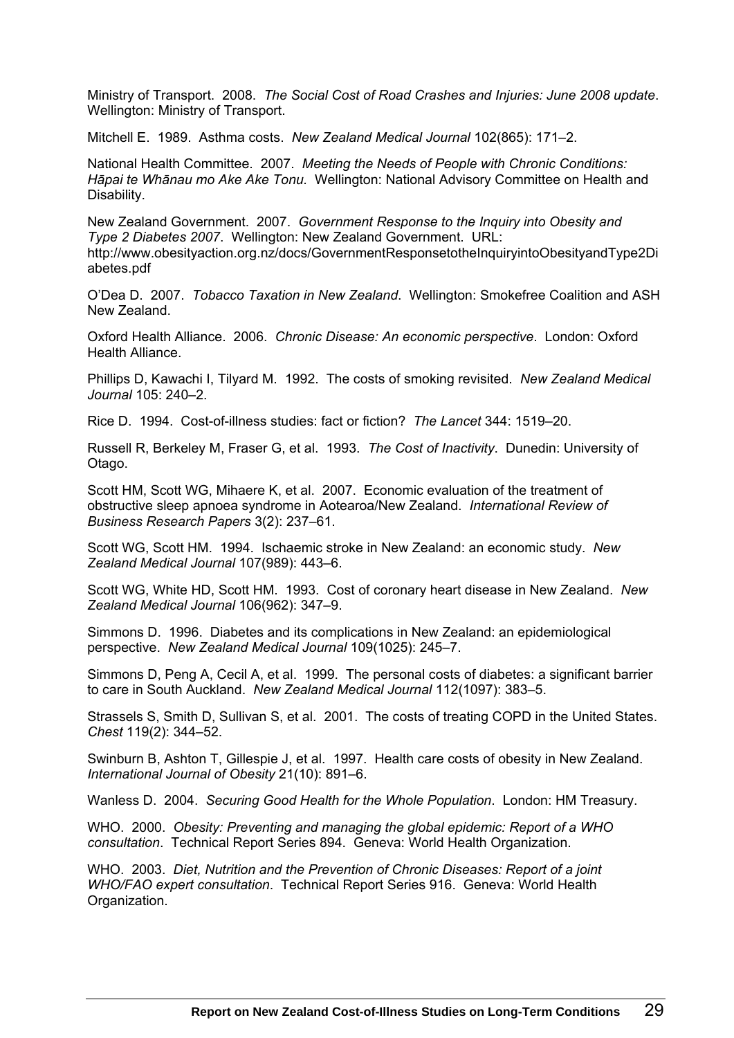Ministry of Transport. 2008. *The Social Cost of Road Crashes and Injuries: June 2008 update*. Wellington: Ministry of Transport.

Mitchell E. 1989. Asthma costs. *New Zealand Medical Journal* 102(865): 171–2.

National Health Committee. 2007. *Meeting the Needs of People with Chronic Conditions: Hāpai te Whānau mo Ake Ake Tonu.* Wellington: National Advisory Committee on Health and Disability.

New Zealand Government. 2007. *Government Response to the Inquiry into Obesity and Type 2 Diabetes 2007*. Wellington: New Zealand Government. URL: http://www.obesityaction.org.nz/docs/GovernmentResponsetotheInquiryintoObesityandType2Diabetes.pdf

O'Dea D. 2007. *Tobacco Taxation in New Zealand*. Wellington: Smokefree Coalition and ASH New Zealand.

Oxford Health Alliance. 2006. *Chronic Disease: An economic perspective*. London: Oxford Health Alliance.

Phillips D, Kawachi I, Tilyard M. 1992. The costs of smoking revisited. *New Zealand Medical Journal* 105: 240–2.

Rice D. 1994. Cost-of-illness studies: fact or fiction? *The Lancet* 344: 1519–20.

Russell R, Berkeley M, Fraser G, et al. 1993. *The Cost of Inactivity*. Dunedin: University of Otago.

Scott HM, Scott WG, Mihaere K, et al. 2007. Economic evaluation of the treatment of obstructive sleep apnoea syndrome in Aotearoa/New Zealand. *International Review of Business Research Papers* 3(2): 237–61.

Scott WG, Scott HM. 1994. Ischaemic stroke in New Zealand: an economic study. *New Zealand Medical Journal* 107(989): 443–6.

Scott WG, White HD, Scott HM. 1993. Cost of coronary heart disease in New Zealand. *New Zealand Medical Journal* 106(962): 347–9.

Simmons D. 1996. Diabetes and its complications in New Zealand: an epidemiological perspective. *New Zealand Medical Journal* 109(1025): 245–7.

Simmons D, Peng A, Cecil A, et al. 1999. The personal costs of diabetes: a significant barrier to care in South Auckland. *New Zealand Medical Journal* 112(1097): 383–5.

Strassels S, Smith D, Sullivan S, et al. 2001. The costs of treating COPD in the United States. *Chest* 119(2): 344–52.

Swinburn B, Ashton T, Gillespie J, et al. 1997. Health care costs of obesity in New Zealand. *International Journal of Obesity* 21(10): 891–6.

Wanless D. 2004. *Securing Good Health for the Whole Population*. London: HM Treasury.

WHO. 2000. *Obesity: Preventing and managing the global epidemic: Report of a WHO consultation*. Technical Report Series 894. Geneva: World Health Organization.

WHO. 2003. *Diet, Nutrition and the Prevention of Chronic Diseases: Report of a joint WHO/FAO expert consultation*. Technical Report Series 916. Geneva: World Health Organization.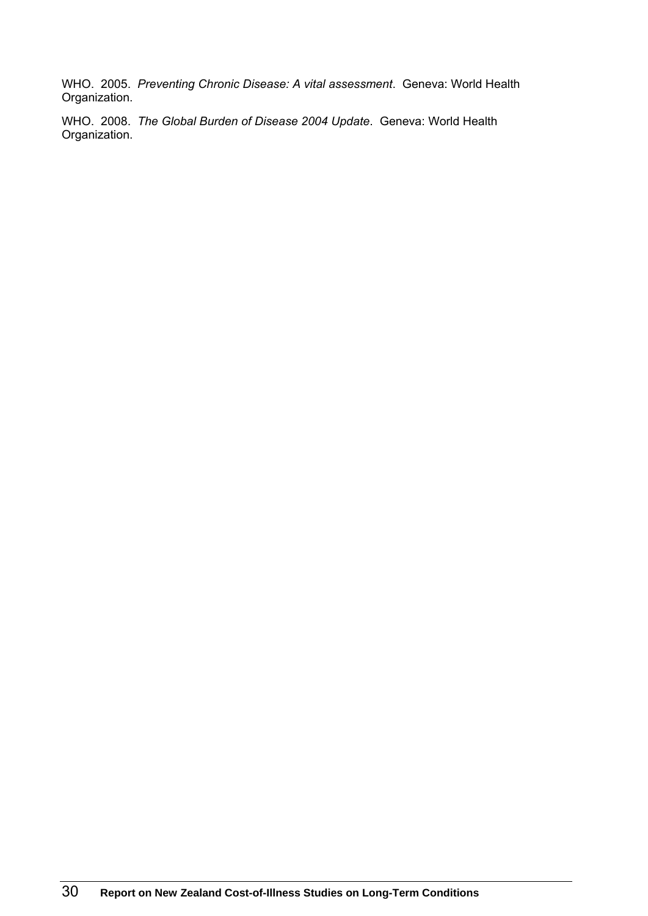WHO. 2005. *Preventing Chronic Disease: A vital assessment*. Geneva: World Health Organization.

WHO. 2008. *The Global Burden of Disease 2004 Update*. Geneva: World Health Organization.